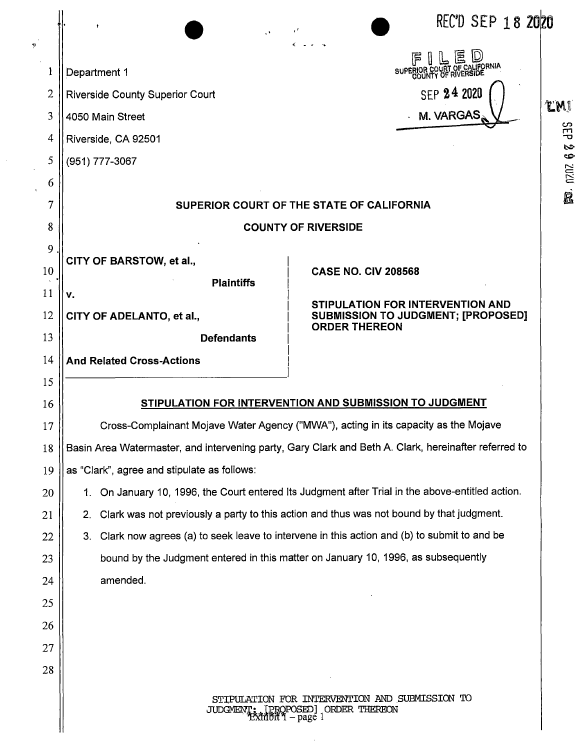REC'D SEP 18 2020

FILED
SUPERIOR COURT OF CALIFORNIA
COUNTY OF RIVERSIDE
SEP 24 2020
M. VARGAS

Department 1
Riverside County Superior Court
4050 Main Street
Riverside, CA 92501
(951) 777-3067

**SUPERIOR COURT OF THE STATE OF CALIFORNIA**

**COUNTY OF RIVERSIDE**

| | |
|---|---|
| **CITY OF BARSTOW, et al.,** **Plaintiffs** v. **CITY OF ADELANTO, et al.,** **Defendants** **And Related Cross-Actions** | **CASE NO. CIV 208568** **STIPULATION FOR INTERVENTION AND SUBMISSION TO JUDGMENT; [PROPOSED] ORDER THEREON** |

**STIPULATION FOR INTERVENTION AND SUBMISSION TO JUDGMENT**

Cross-Complainant Mojave Water Agency ("MWA"), acting in its capacity as the Mojave Basin Area Watermaster, and intervening party, Gary Clark and Beth A. Clark, hereinafter referred to as "Clark", agree and stipulate as follows:

1. On January 10, 1996, the Court entered Its Judgment after Trial in the above-entitled action.
2. Clark was not previously a party to this action and thus was not bound by that judgment.
3. Clark now agrees (a) to seek leave to intervene in this action and (b) to submit to and be bound by the Judgment entered in this matter on January 10, 1996, as subsequently amended.

STIPULATION FOR INTERVENTION AND SUBMISSION TO JUDGMENT; [PROPOSED] ORDER THEREON
Exhibit 1 – page 1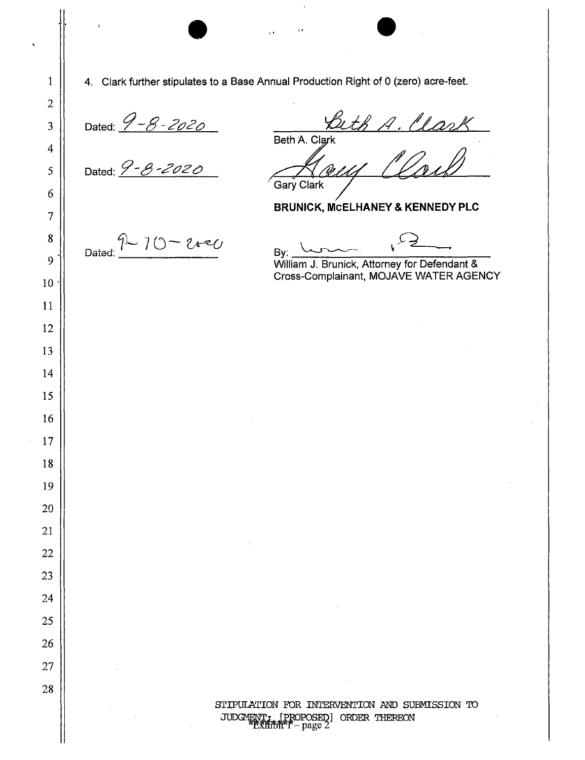4. Clark further stipulates to a Base Annual Production Right of 0 (zero) acre-feet.

Dated: 9-8-2020 — *Beth A. Clark*
Beth A. Clark

Dated: 9-8-2020 — *Gary Clark*
Gary Clark

**BRUNICK, McELHANEY & KENNEDY PLC**

Dated: 9-10-2020

By: ____________________
William J. Brunick, Attorney for Defendant & Cross-Complainant, MOJAVE WATER AGENCY

STIPULATION FOR INTERVENTION AND SUBMISSION TO JUDGMENT; [PROPOSED] ORDER THEREON
Exhibit I – page 2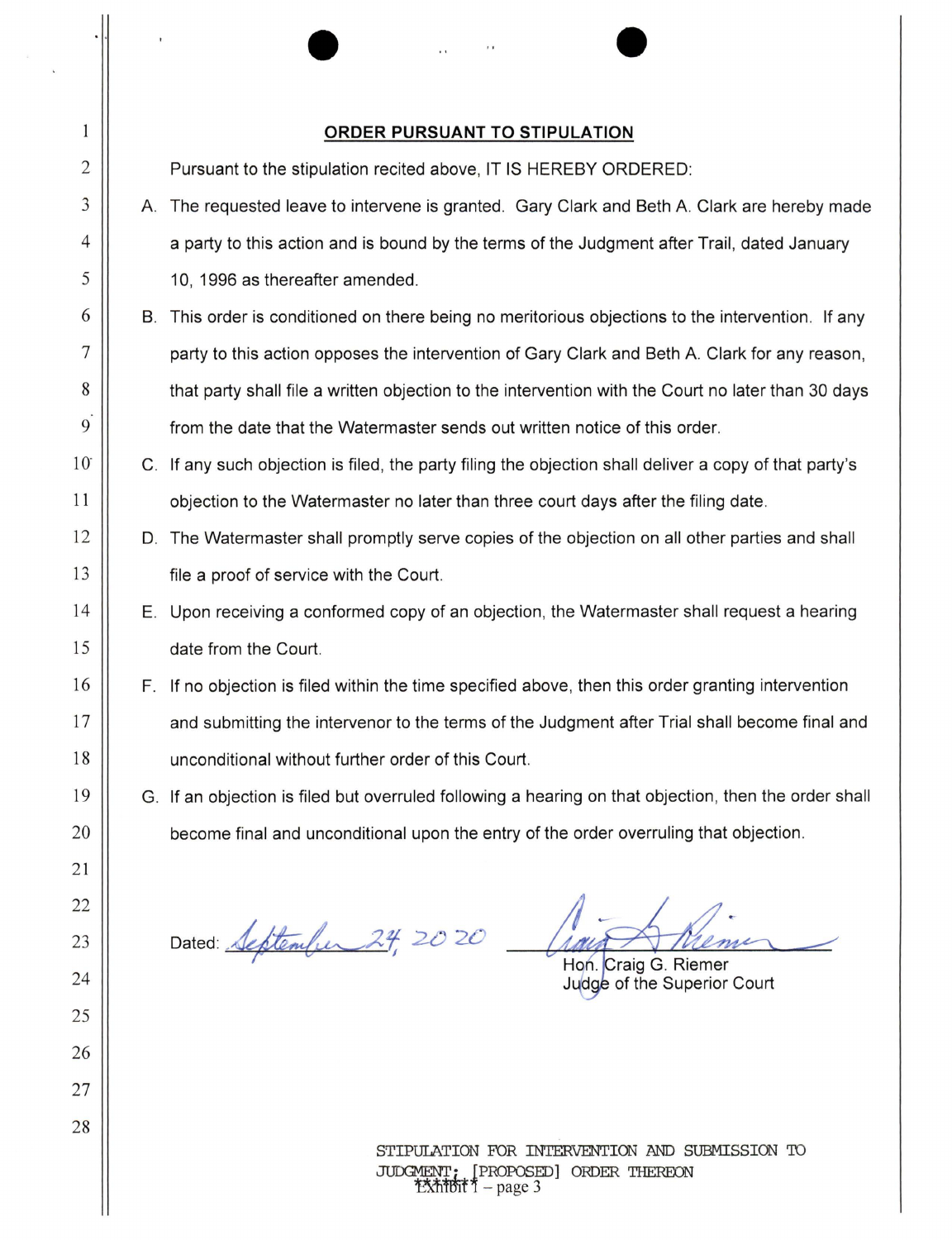## ORDER PURSUANT TO STIPULATION

Pursuant to the stipulation recited above, IT IS HEREBY ORDERED:

A. The requested leave to intervene is granted. Gary Clark and Beth A. Clark are hereby made a party to this action and is bound by the terms of the Judgment after Trail, dated January 10, 1996 as thereafter amended.

B. This order is conditioned on there being no meritorious objections to the intervention. If any party to this action opposes the intervention of Gary Clark and Beth A. Clark for any reason, that party shall file a written objection to the intervention with the Court no later than 30 days from the date that the Watermaster sends out written notice of this order.

C. If any such objection is filed, the party filing the objection shall deliver a copy of that party's objection to the Watermaster no later than three court days after the filing date.

D. The Watermaster shall promptly serve copies of the objection on all other parties and shall file a proof of service with the Court.

E. Upon receiving a conformed copy of an objection, the Watermaster shall request a hearing date from the Court.

F. If no objection is filed within the time specified above, then this order granting intervention and submitting the intervenor to the terms of the Judgment after Trial shall become final and unconditional without further order of this Court.

G. If an objection is filed but overruled following a hearing on that objection, then the order shall become final and unconditional upon the entry of the order overruling that objection.

Dated: September 24, 2020

Hon. Craig G. Riemer
Judge of the Superior Court

STIPULATION FOR INTERVENTION AND SUBMISSION TO JUDGMENT; [PROPOSED] ORDER THEREON
Exhibit 1 – page 3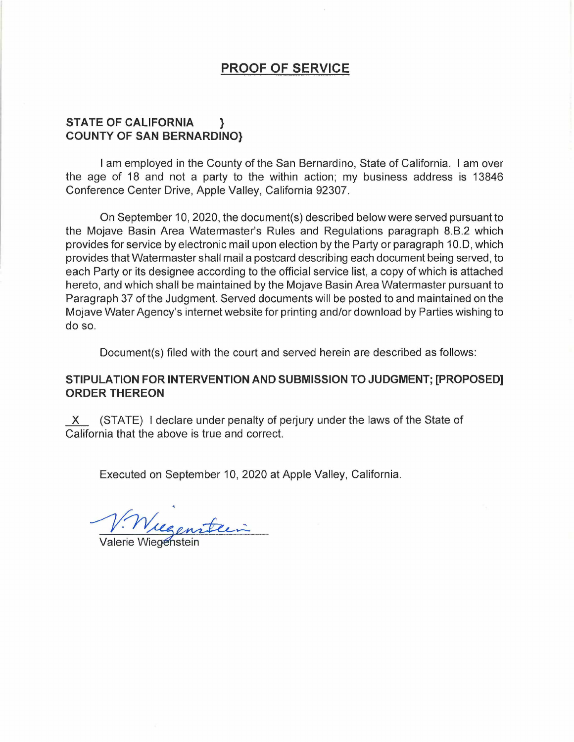## PROOF OF SERVICE

**STATE OF CALIFORNIA }**
**COUNTY OF SAN BERNARDINO}**

I am employed in the County of the San Bernardino, State of California. I am over the age of 18 and not a party to the within action; my business address is 13846 Conference Center Drive, Apple Valley, California 92307.

On September 10, 2020, the document(s) described below were served pursuant to the Mojave Basin Area Watermaster's Rules and Regulations paragraph 8.B.2 which provides for service by electronic mail upon election by the Party or paragraph 10.D, which provides that Watermaster shall mail a postcard describing each document being served, to each Party or its designee according to the official service list, a copy of which is attached hereto, and which shall be maintained by the Mojave Basin Area Watermaster pursuant to Paragraph 37 of the Judgment. Served documents will be posted to and maintained on the Mojave Water Agency's internet website for printing and/or download by Parties wishing to do so.

Document(s) filed with the court and served herein are described as follows:

**STIPULATION FOR INTERVENTION AND SUBMISSION TO JUDGMENT; [PROPOSED] ORDER THEREON**

X (STATE) I declare under penalty of perjury under the laws of the State of California that the above is true and correct.

Executed on September 10, 2020 at Apple Valley, California.

V. Wiegenstein

Valerie Wiegenstein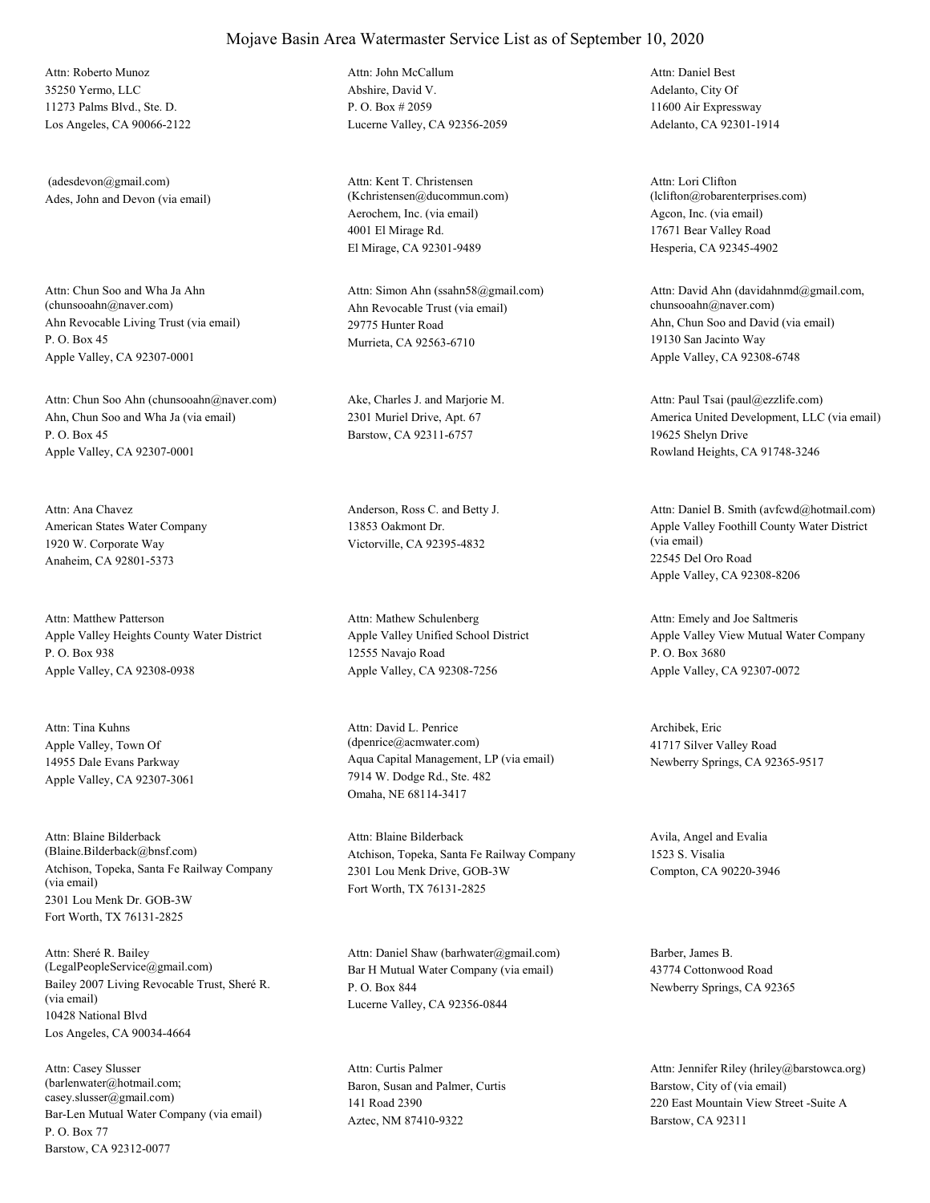# Mojave Basin Area Watermaster Service List as of September 10, 2020

Attn: Roberto Munoz
35250 Yermo, LLC
11273 Palms Blvd., Ste. D.
Los Angeles, CA 90066-2122

Attn: John McCallum
Abshire, David V.
P. O. Box # 2059
Lucerne Valley, CA 92356-2059

Attn: Daniel Best
Adelanto, City Of
11600 Air Expressway
Adelanto, CA 92301-1914

(adesdevon@gmail.com)
Ades, John and Devon (via email)

Attn: Kent T. Christensen
(Kchristensen@ducommun.com)
Aerochem, Inc. (via email)
4001 El Mirage Rd.
El Mirage, CA 92301-9489

Attn: Lori Clifton
(lclifton@robarenterprises.com)
Agcon, Inc. (via email)
17671 Bear Valley Road
Hesperia, CA 92345-4902

Attn: Chun Soo and Wha Ja Ahn
(chunsooahn@naver.com)
Ahn Revocable Living Trust (via email)
P. O. Box 45
Apple Valley, CA 92307-0001

Attn: Simon Ahn (ssahn58@gmail.com)
Ahn Revocable Trust (via email)
29775 Hunter Road
Murrieta, CA 92563-6710

Attn: David Ahn (davidahnmd@gmail.com, chunsooahn@naver.com)
Ahn, Chun Soo and David (via email)
19130 San Jacinto Way
Apple Valley, CA 92308-6748

Attn: Chun Soo Ahn (chunsooahn@naver.com)
Ahn, Chun Soo and Wha Ja (via email)
P. O. Box 45
Apple Valley, CA 92307-0001

Ake, Charles J. and Marjorie M.
2301 Muriel Drive, Apt. 67
Barstow, CA 92311-6757

Attn: Paul Tsai (paul@ezzlife.com)
America United Development, LLC (via email)
19625 Shelyn Drive
Rowland Heights, CA 91748-3246

Attn: Ana Chavez
American States Water Company
1920 W. Corporate Way
Anaheim, CA 92801-5373

Anderson, Ross C. and Betty J.
13853 Oakmont Dr.
Victorville, CA 92395-4832

Attn: Daniel B. Smith (avfcwd@hotmail.com)
Apple Valley Foothill County Water District (via email)
22545 Del Oro Road
Apple Valley, CA 92308-8206

Attn: Matthew Patterson
Apple Valley Heights County Water District
P. O. Box 938
Apple Valley, CA 92308-0938

Attn: Mathew Schulenberg
Apple Valley Unified School District
12555 Navajo Road
Apple Valley, CA 92308-7256

Attn: Emely and Joe Saltmeris
Apple Valley View Mutual Water Company
P. O. Box 3680
Apple Valley, CA 92307-0072

Attn: Tina Kuhns
Apple Valley, Town Of
14955 Dale Evans Parkway
Apple Valley, CA 92307-3061

Attn: David L. Penrice
(dpenrice@acmwater.com)
Aqua Capital Management, LP (via email)
7914 W. Dodge Rd., Ste. 482
Omaha, NE 68114-3417

Archibek, Eric
41717 Silver Valley Road
Newberry Springs, CA 92365-9517

Attn: Blaine Bilderback
(Blaine.Bilderback@bnsf.com)
Atchison, Topeka, Santa Fe Railway Company (via email)
2301 Lou Menk Dr. GOB-3W
Fort Worth, TX 76131-2825

Attn: Blaine Bilderback
Atchison, Topeka, Santa Fe Railway Company
2301 Lou Menk Drive, GOB-3W
Fort Worth, TX 76131-2825

Avila, Angel and Evalia
1523 S. Visalia
Compton, CA 90220-3946

Attn: Sheré R. Bailey
(LegalPeopleService@gmail.com)
Bailey 2007 Living Revocable Trust, Sheré R. (via email)
10428 National Blvd
Los Angeles, CA 90034-4664

Attn: Daniel Shaw (barhwater@gmail.com)
Bar H Mutual Water Company (via email)
P. O. Box 844
Lucerne Valley, CA 92356-0844

Barber, James B.
43774 Cottonwood Road
Newberry Springs, CA 92365

Attn: Casey Slusser
(barlenwater@hotmail.com;
casey.slusser@gmail.com)
Bar-Len Mutual Water Company (via email)
P. O. Box 77
Barstow, CA 92312-0077

Attn: Curtis Palmer
Baron, Susan and Palmer, Curtis
141 Road 2390
Aztec, NM 87410-9322

Attn: Jennifer Riley (hriley@barstowca.org)
Barstow, City of (via email)
220 East Mountain View Street -Suite A
Barstow, CA 92311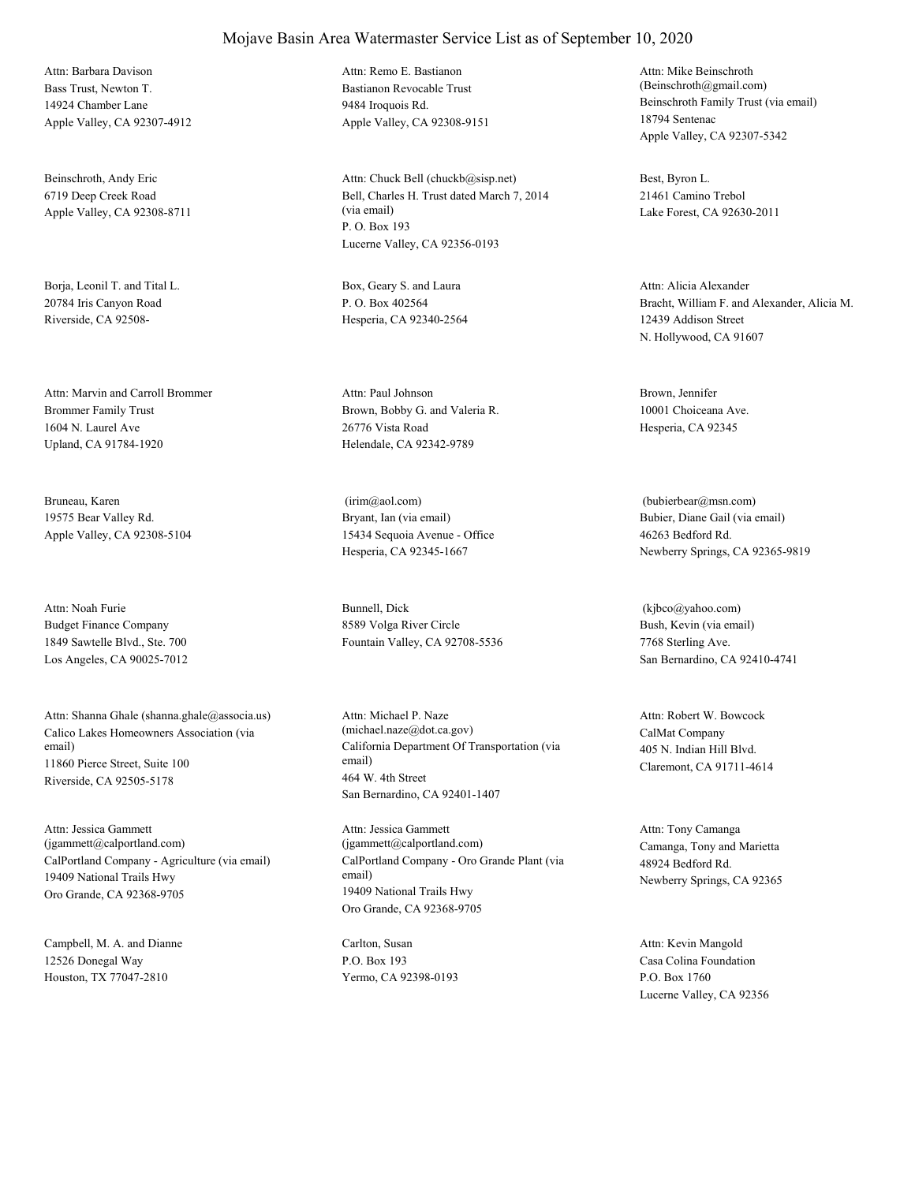# Mojave Basin Area Watermaster Service List as of September 10, 2020

Attn: Barbara Davison
Bass Trust, Newton T.
14924 Chamber Lane
Apple Valley, CA 92307-4912

Attn: Remo E. Bastianon
Bastianon Revocable Trust
9484 Iroquois Rd.
Apple Valley, CA 92308-9151

Attn: Mike Beinschroth
(Beinschroth@gmail.com)
Beinschroth Family Trust (via email)
18794 Sentenac
Apple Valley, CA 92307-5342

Beinschroth, Andy Eric
6719 Deep Creek Road
Apple Valley, CA 92308-8711

Attn: Chuck Bell (chuckb@sisp.net)
Bell, Charles H. Trust dated March 7, 2014 (via email)
P. O. Box 193
Lucerne Valley, CA 92356-0193

Best, Byron L.
21461 Camino Trebol
Lake Forest, CA 92630-2011

Borja, Leonil T. and Tital L.
20784 Iris Canyon Road
Riverside, CA 92508-

Box, Geary S. and Laura
P. O. Box 402564
Hesperia, CA 92340-2564

Attn: Alicia Alexander
Bracht, William F. and Alexander, Alicia M.
12439 Addison Street
N. Hollywood, CA 91607

Attn: Marvin and Carroll Brommer
Brommer Family Trust
1604 N. Laurel Ave
Upland, CA 91784-1920

Attn: Paul Johnson
Brown, Bobby G. and Valeria R.
26776 Vista Road
Helendale, CA 92342-9789

Brown, Jennifer
10001 Choiceana Ave.
Hesperia, CA 92345

Bruneau, Karen
19575 Bear Valley Rd.
Apple Valley, CA 92308-5104

(irim@aol.com)
Bryant, Ian (via email)
15434 Sequoia Avenue - Office
Hesperia, CA 92345-1667

(bubierbear@msn.com)
Bubier, Diane Gail (via email)
46263 Bedford Rd.
Newberry Springs, CA 92365-9819

Attn: Noah Furie
Budget Finance Company
1849 Sawtelle Blvd., Ste. 700
Los Angeles, CA 90025-7012

Bunnell, Dick
8589 Volga River Circle
Fountain Valley, CA 92708-5536

(kjbco@yahoo.com)
Bush, Kevin (via email)
7768 Sterling Ave.
San Bernardino, CA 92410-4741

Attn: Shanna Ghale (shanna.ghale@associa.us)
Calico Lakes Homeowners Association (via email)
11860 Pierce Street, Suite 100
Riverside, CA 92505-5178

Attn: Michael P. Naze
(michael.naze@dot.ca.gov)
California Department Of Transportation (via email)
464 W. 4th Street
San Bernardino, CA 92401-1407

Attn: Robert W. Bowcock
CalMat Company
405 N. Indian Hill Blvd.
Claremont, CA 91711-4614

Attn: Jessica Gammett
(jgammett@calportland.com)
CalPortland Company - Agriculture (via email)
19409 National Trails Hwy
Oro Grande, CA 92368-9705

Attn: Jessica Gammett
(jgammett@calportland.com)
CalPortland Company - Oro Grande Plant (via email)
19409 National Trails Hwy
Oro Grande, CA 92368-9705

Attn: Tony Camanga
Camanga, Tony and Marietta
48924 Bedford Rd.
Newberry Springs, CA 92365

Campbell, M. A. and Dianne
12526 Donegal Way
Houston, TX 77047-2810

Carlton, Susan
P.O. Box 193
Yermo, CA 92398-0193

Attn: Kevin Mangold
Casa Colina Foundation
P.O. Box 1760
Lucerne Valley, CA 92356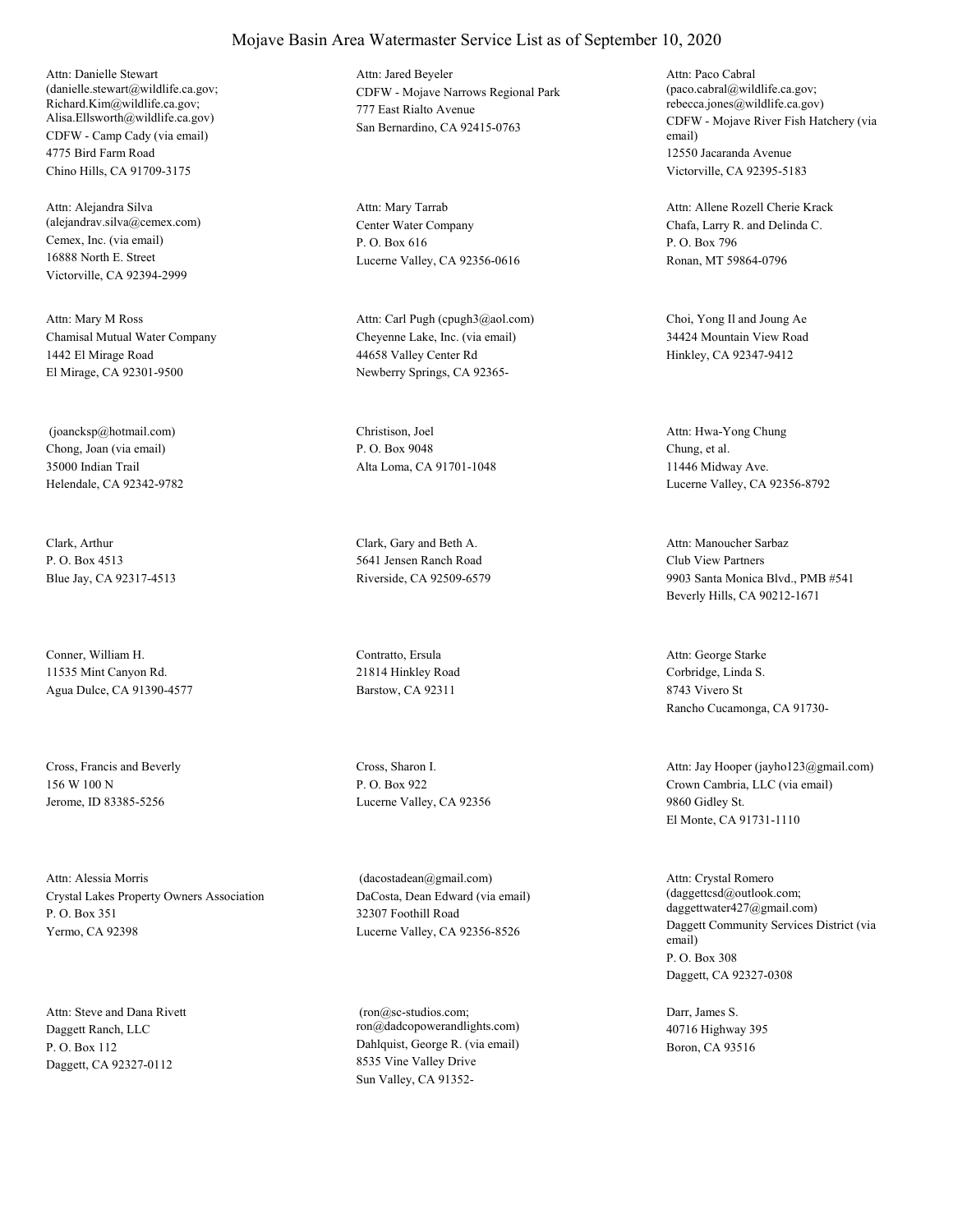# Mojave Basin Area Watermaster Service List as of September 10, 2020

Attn: Danielle Stewart
(danielle.stewart@wildlife.ca.gov;
Richard.Kim@wildlife.ca.gov;
Alisa.Ellsworth@wildlife.ca.gov)
CDFW - Camp Cady (via email)
4775 Bird Farm Road
Chino Hills, CA 91709-3175

Attn: Jared Beyeler
CDFW - Mojave Narrows Regional Park
777 East Rialto Avenue
San Bernardino, CA 92415-0763

Attn: Paco Cabral
(paco.cabral@wildlife.ca.gov;
rebecca.jones@wildlife.ca.gov)
CDFW - Mojave River Fish Hatchery (via email)
12550 Jacaranda Avenue
Victorville, CA 92395-5183

Attn: Alejandra Silva
(alejandrav.silva@cemex.com)
Cemex, Inc. (via email)
16888 North E. Street
Victorville, CA 92394-2999

Attn: Mary Tarrab
Center Water Company
P. O. Box 616
Lucerne Valley, CA 92356-0616

Attn: Allene Rozell Cherie Krack
Chafa, Larry R. and Delinda C.
P. O. Box 796
Ronan, MT 59864-0796

Attn: Mary M Ross
Chamisal Mutual Water Company
1442 El Mirage Road
El Mirage, CA 92301-9500

Attn: Carl Pugh (cpugh3@aol.com)
Cheyenne Lake, Inc. (via email)
44658 Valley Center Rd
Newberry Springs, CA 92365-

Choi, Yong Il and Joung Ae
34424 Mountain View Road
Hinkley, CA 92347-9412

(joancksp@hotmail.com)
Chong, Joan (via email)
35000 Indian Trail
Helendale, CA 92342-9782

Christison, Joel
P. O. Box 9048
Alta Loma, CA 91701-1048

Attn: Hwa-Yong Chung
Chung, et al.
11446 Midway Ave.
Lucerne Valley, CA 92356-8792

Clark, Arthur
P. O. Box 4513
Blue Jay, CA 92317-4513

Clark, Gary and Beth A.
5641 Jensen Ranch Road
Riverside, CA 92509-6579

Attn: Manoucher Sarbaz
Club View Partners
9903 Santa Monica Blvd., PMB #541
Beverly Hills, CA 90212-1671

Conner, William H.
11535 Mint Canyon Rd.
Agua Dulce, CA 91390-4577

Contratto, Ersula
21814 Hinkley Road
Barstow, CA 92311

Attn: George Starke
Corbridge, Linda S.
8743 Vivero St
Rancho Cucamonga, CA 91730-

Cross, Francis and Beverly
156 W 100 N
Jerome, ID 83385-5256

Cross, Sharon I.
P. O. Box 922
Lucerne Valley, CA 92356

Attn: Jay Hooper (jayho123@gmail.com)
Crown Cambria, LLC (via email)
9860 Gidley St.
El Monte, CA 91731-1110

Attn: Alessia Morris
Crystal Lakes Property Owners Association
P. O. Box 351
Yermo, CA 92398

(dacostadean@gmail.com)
DaCosta, Dean Edward (via email)
32307 Foothill Road
Lucerne Valley, CA 92356-8526

Attn: Crystal Romero
(daggettcsd@outlook.com;
daggettwater427@gmail.com)
Daggett Community Services District (via email)
P. O. Box 308
Daggett, CA 92327-0308

Attn: Steve and Dana Rivett
Daggett Ranch, LLC
P. O. Box 112
Daggett, CA 92327-0112

(ron@sc-studios.com;
ron@dadcopowerandlights.com)
Dahlquist, George R. (via email)
8535 Vine Valley Drive
Sun Valley, CA 91352-

Darr, James S.
40716 Highway 395
Boron, CA 93516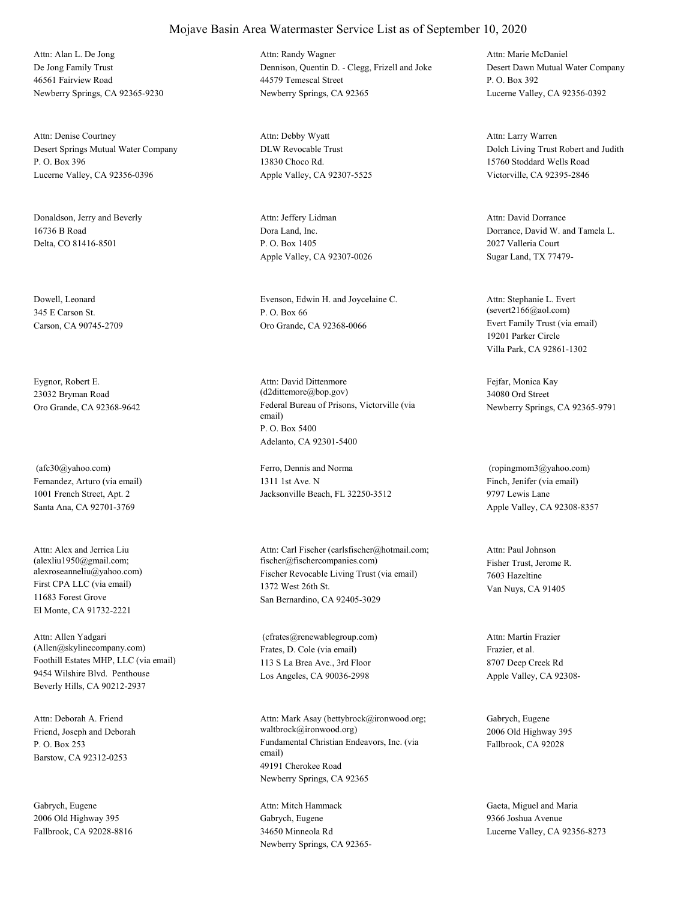# Mojave Basin Area Watermaster Service List as of September 10, 2020

Attn: Alan L. De Jong
De Jong Family Trust
46561 Fairview Road
Newberry Springs, CA 92365-9230

Attn: Randy Wagner
Dennison, Quentin D. - Clegg, Frizell and Joke
44579 Temescal Street
Newberry Springs, CA 92365

Attn: Marie McDaniel
Desert Dawn Mutual Water Company
P. O. Box 392
Lucerne Valley, CA 92356-0392

Attn: Denise Courtney
Desert Springs Mutual Water Company
P. O. Box 396
Lucerne Valley, CA 92356-0396

Attn: Debby Wyatt
DLW Revocable Trust
13830 Choco Rd.
Apple Valley, CA 92307-5525

Attn: Larry Warren
Dolch Living Trust Robert and Judith
15760 Stoddard Wells Road
Victorville, CA 92395-2846

Donaldson, Jerry and Beverly
16736 B Road
Delta, CO 81416-8501

Attn: Jeffery Lidman
Dora Land, Inc.
P. O. Box 1405
Apple Valley, CA 92307-0026

Attn: David Dorrance
Dorrance, David W. and Tamela L.
2027 Valleria Court
Sugar Land, TX 77479-

Dowell, Leonard
345 E Carson St.
Carson, CA 90745-2709

Evenson, Edwin H. and Joycelaine C.
P. O. Box 66
Oro Grande, CA 92368-0066

Attn: Stephanie L. Evert
(severt2166@aol.com)
Evert Family Trust (via email)
19201 Parker Circle
Villa Park, CA 92861-1302

Eygnor, Robert E.
23032 Bryman Road
Oro Grande, CA 92368-9642

Attn: David Dittenmore
(d2dittemore@bop.gov)
Federal Bureau of Prisons, Victorville (via email)
P. O. Box 5400
Adelanto, CA 92301-5400

Fejfar, Monica Kay
34080 Ord Street
Newberry Springs, CA 92365-9791

(afc30@yahoo.com)
Fernandez, Arturo (via email)
1001 French Street, Apt. 2
Santa Ana, CA 92701-3769

Ferro, Dennis and Norma
1311 1st Ave. N
Jacksonville Beach, FL 32250-3512

(ropingmom3@yahoo.com)
Finch, Jenifer (via email)
9797 Lewis Lane
Apple Valley, CA 92308-8357

Attn: Alex and Jerrica Liu
(alexliu1950@gmail.com;
alexroseanneliu@yahoo.com)
First CPA LLC (via email)
11683 Forest Grove
El Monte, CA 91732-2221

Attn: Carl Fischer (carlsfischer@hotmail.com;
fischer@fischercompanies.com)
Fischer Revocable Living Trust (via email)
1372 West 26th St.
San Bernardino, CA 92405-3029

Attn: Paul Johnson
Fisher Trust, Jerome R.
7603 Hazeltine
Van Nuys, CA 91405

Attn: Allen Yadgari
(Allen@skylinecompany.com)
Foothill Estates MHP, LLC (via email)
9454 Wilshire Blvd. Penthouse
Beverly Hills, CA 90212-2937

(cfrates@renewablegroup.com)
Frates, D. Cole (via email)
113 S La Brea Ave., 3rd Floor
Los Angeles, CA 90036-2998

Attn: Martin Frazier
Frazier, et al.
8707 Deep Creek Rd
Apple Valley, CA 92308-

Attn: Deborah A. Friend
Friend, Joseph and Deborah
P. O. Box 253
Barstow, CA 92312-0253

Attn: Mark Asay (bettybrock@ironwood.org;
waltbrock@ironwood.org)
Fundamental Christian Endeavors, Inc. (via email)
49191 Cherokee Road
Newberry Springs, CA 92365

Gabrych, Eugene
2006 Old Highway 395
Fallbrook, CA 92028

Gabrych, Eugene
2006 Old Highway 395
Fallbrook, CA 92028-8816

Attn: Mitch Hammack
Gabrych, Eugene
34650 Minneola Rd
Newberry Springs, CA 92365-

Gaeta, Miguel and Maria
9366 Joshua Avenue
Lucerne Valley, CA 92356-8273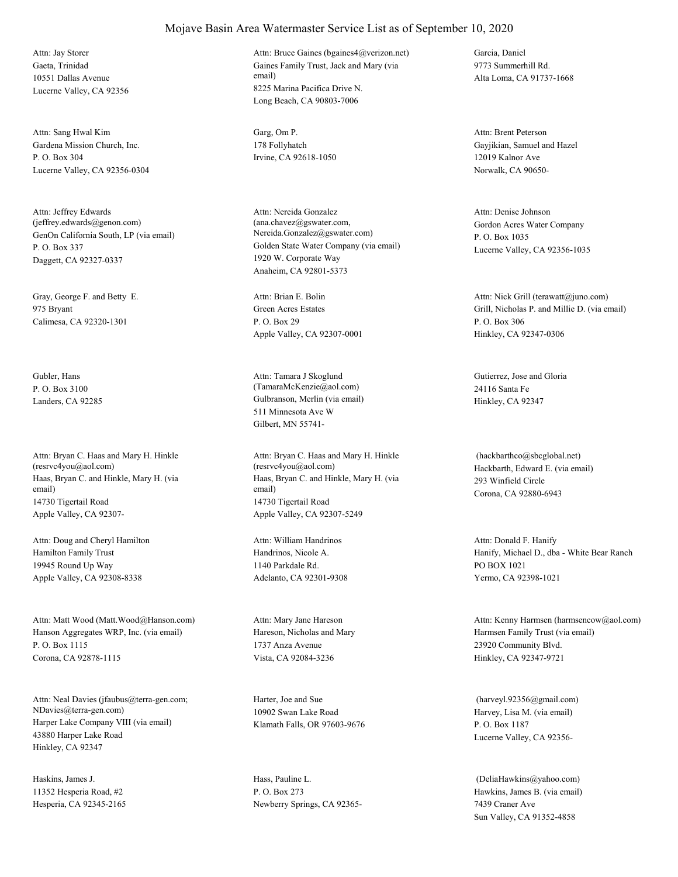# Mojave Basin Area Watermaster Service List as of September 10, 2020

Attn: Jay Storer
Gaeta, Trinidad
10551 Dallas Avenue
Lucerne Valley, CA 92356

Attn: Bruce Gaines (bgaines4@verizon.net)
Gaines Family Trust, Jack and Mary (via email)
8225 Marina Pacifica Drive N.
Long Beach, CA 90803-7006

Garcia, Daniel
9773 Summerhill Rd.
Alta Loma, CA 91737-1668

Attn: Sang Hwal Kim
Gardena Mission Church, Inc.
P. O. Box 304
Lucerne Valley, CA 92356-0304

Garg, Om P.
178 Follyhatch
Irvine, CA 92618-1050

Attn: Brent Peterson
Gayjikian, Samuel and Hazel
12019 Kalnor Ave
Norwalk, CA 90650-

Attn: Jeffrey Edwards (jeffrey.edwards@genon.com)
GenOn California South, LP (via email)
P. O. Box 337
Daggett, CA 92327-0337

Attn: Nereida Gonzalez (ana.chavez@gswater.com, Nereida.Gonzalez@gswater.com)
Golden State Water Company (via email)
1920 W. Corporate Way
Anaheim, CA 92801-5373

Attn: Denise Johnson
Gordon Acres Water Company
P. O. Box 1035
Lucerne Valley, CA 92356-1035

Gray, George F. and Betty E.
975 Bryant
Calimesa, CA 92320-1301

Attn: Brian E. Bolin
Green Acres Estates
P. O. Box 29
Apple Valley, CA 92307-0001

Attn: Nick Grill (terawatt@juno.com)
Grill, Nicholas P. and Millie D. (via email)
P. O. Box 306
Hinkley, CA 92347-0306

Gubler, Hans
P. O. Box 3100
Landers, CA 92285

Attn: Tamara J Skoglund (TamaraMcKenzie@aol.com)
Gulbranson, Merlin (via email)
511 Minnesota Ave W
Gilbert, MN 55741-

Gutierrez, Jose and Gloria
24116 Santa Fe
Hinkley, CA 92347

Attn: Bryan C. Haas and Mary H. Hinkle (resrvc4you@aol.com)
Haas, Bryan C. and Hinkle, Mary H. (via email)
14730 Tigertail Road
Apple Valley, CA 92307-

Attn: Bryan C. Haas and Mary H. Hinkle (resrvc4you@aol.com)
Haas, Bryan C. and Hinkle, Mary H. (via email)
14730 Tigertail Road
Apple Valley, CA 92307-5249

(hackbarthco@sbcglobal.net)
Hackbarth, Edward E. (via email)
293 Winfield Circle
Corona, CA 92880-6943

Attn: Doug and Cheryl Hamilton
Hamilton Family Trust
19945 Round Up Way
Apple Valley, CA 92308-8338

Attn: William Handrinos
Handrinos, Nicole A.
1140 Parkdale Rd.
Adelanto, CA 92301-9308

Attn: Donald F. Hanify
Hanify, Michael D., dba - White Bear Ranch
PO BOX 1021
Yermo, CA 92398-1021

Attn: Matt Wood (Matt.Wood@Hanson.com)
Hanson Aggregates WRP, Inc. (via email)
P. O. Box 1115
Corona, CA 92878-1115

Attn: Mary Jane Hareson
Hareson, Nicholas and Mary
1737 Anza Avenue
Vista, CA 92084-3236

Attn: Kenny Harmsen (harmsencow@aol.com)
Harmsen Family Trust (via email)
23920 Community Blvd.
Hinkley, CA 92347-9721

Attn: Neal Davies (jfaubus@terra-gen.com; NDavies@terra-gen.com)
Harper Lake Company VIII (via email)
43880 Harper Lake Road
Hinkley, CA 92347

Harter, Joe and Sue
10902 Swan Lake Road
Klamath Falls, OR 97603-9676

(harveyl.92356@gmail.com)
Harvey, Lisa M. (via email)
P. O. Box 1187
Lucerne Valley, CA 92356-

Haskins, James J.
11352 Hesperia Road, #2
Hesperia, CA 92345-2165

Hass, Pauline L.
P. O. Box 273
Newberry Springs, CA 92365-

(DeliaHawkins@yahoo.com)
Hawkins, James B. (via email)
7439 Craner Ave
Sun Valley, CA 91352-4858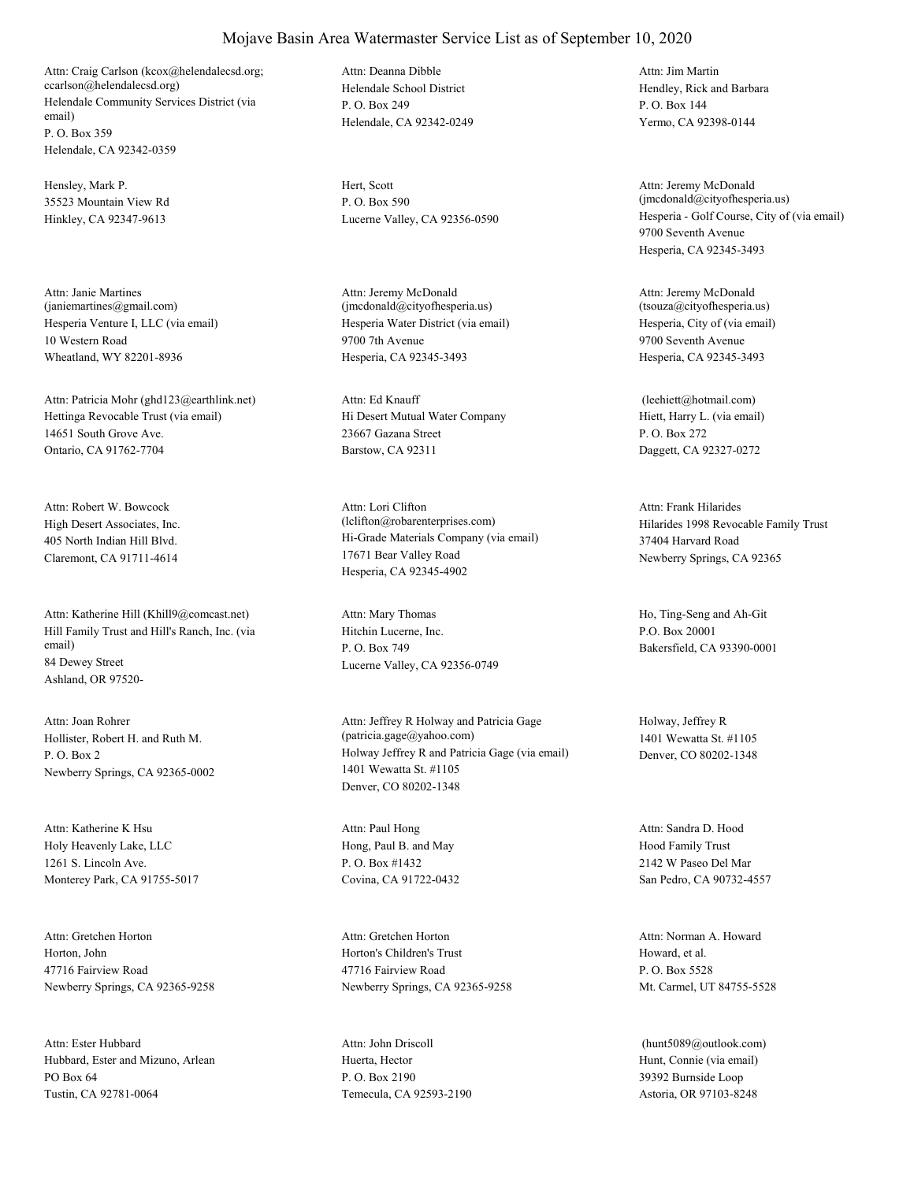# Mojave Basin Area Watermaster Service List as of September 10, 2020

Attn: Craig Carlson (kcox@helendalecsd.org; ccarlson@helendalecsd.org)
Helendale Community Services District (via email)
P. O. Box 359
Helendale, CA 92342-0359

Attn: Deanna Dibble
Helendale School District
P. O. Box 249
Helendale, CA 92342-0249

Attn: Jim Martin
Hendley, Rick and Barbara
P. O. Box 144
Yermo, CA 92398-0144

Hensley, Mark P.
35523 Mountain View Rd
Hinkley, CA 92347-9613

Hert, Scott
P. O. Box 590
Lucerne Valley, CA 92356-0590

Attn: Jeremy McDonald (jmcdonald@cityofhesperia.us)
Hesperia - Golf Course, City of (via email)
9700 Seventh Avenue
Hesperia, CA 92345-3493

Attn: Janie Martines (janiemartines@gmail.com)
Hesperia Venture I, LLC (via email)
10 Western Road
Wheatland, WY 82201-8936

Attn: Jeremy McDonald (jmcdonald@cityofhesperia.us)
Hesperia Water District (via email)
9700 7th Avenue
Hesperia, CA 92345-3493

Attn: Jeremy McDonald (tsouza@cityofhesperia.us)
Hesperia, City of (via email)
9700 Seventh Avenue
Hesperia, CA 92345-3493

Attn: Patricia Mohr (ghd123@earthlink.net)
Hettinga Revocable Trust (via email)
14651 South Grove Ave.
Ontario, CA 91762-7704

Attn: Ed Knauff
Hi Desert Mutual Water Company
23667 Gazana Street
Barstow, CA 92311

(leehiett@hotmail.com)
Hiett, Harry L. (via email)
P. O. Box 272
Daggett, CA 92327-0272

Attn: Robert W. Bowcock
High Desert Associates, Inc.
405 North Indian Hill Blvd.
Claremont, CA 91711-4614

Attn: Lori Clifton (lclifton@robarenterprises.com)
Hi-Grade Materials Company (via email)
17671 Bear Valley Road
Hesperia, CA 92345-4902

Attn: Frank Hilarides
Hilarides 1998 Revocable Family Trust
37404 Harvard Road
Newberry Springs, CA 92365

Attn: Katherine Hill (Khill9@comcast.net)
Hill Family Trust and Hill's Ranch, Inc. (via email)
84 Dewey Street
Ashland, OR 97520-

Attn: Mary Thomas
Hitchin Lucerne, Inc.
P. O. Box 749
Lucerne Valley, CA 92356-0749

Ho, Ting-Seng and Ah-Git
P.O. Box 20001
Bakersfield, CA 93390-0001

Attn: Joan Rohrer
Hollister, Robert H. and Ruth M.
P. O. Box 2
Newberry Springs, CA 92365-0002

Attn: Jeffrey R Holway and Patricia Gage (patricia.gage@yahoo.com)
Holway Jeffrey R and Patricia Gage (via email)
1401 Wewatta St. #1105
Denver, CO 80202-1348

Holway, Jeffrey R
1401 Wewatta St. #1105
Denver, CO 80202-1348

Attn: Katherine K Hsu
Holy Heavenly Lake, LLC
1261 S. Lincoln Ave.
Monterey Park, CA 91755-5017

Attn: Paul Hong
Hong, Paul B. and May
P. O. Box #1432
Covina, CA 91722-0432

Attn: Sandra D. Hood
Hood Family Trust
2142 W Paseo Del Mar
San Pedro, CA 90732-4557

Attn: Gretchen Horton
Horton, John
47716 Fairview Road
Newberry Springs, CA 92365-9258

Attn: Gretchen Horton
Horton's Children's Trust
47716 Fairview Road
Newberry Springs, CA 92365-9258

Attn: Norman A. Howard
Howard, et al.
P. O. Box 5528
Mt. Carmel, UT 84755-5528

Attn: Ester Hubbard
Hubbard, Ester and Mizuno, Arlean
PO Box 64
Tustin, CA 92781-0064

Attn: John Driscoll
Huerta, Hector
P. O. Box 2190
Temecula, CA 92593-2190

(hunt5089@outlook.com)
Hunt, Connie (via email)
39392 Burnside Loop
Astoria, OR 97103-8248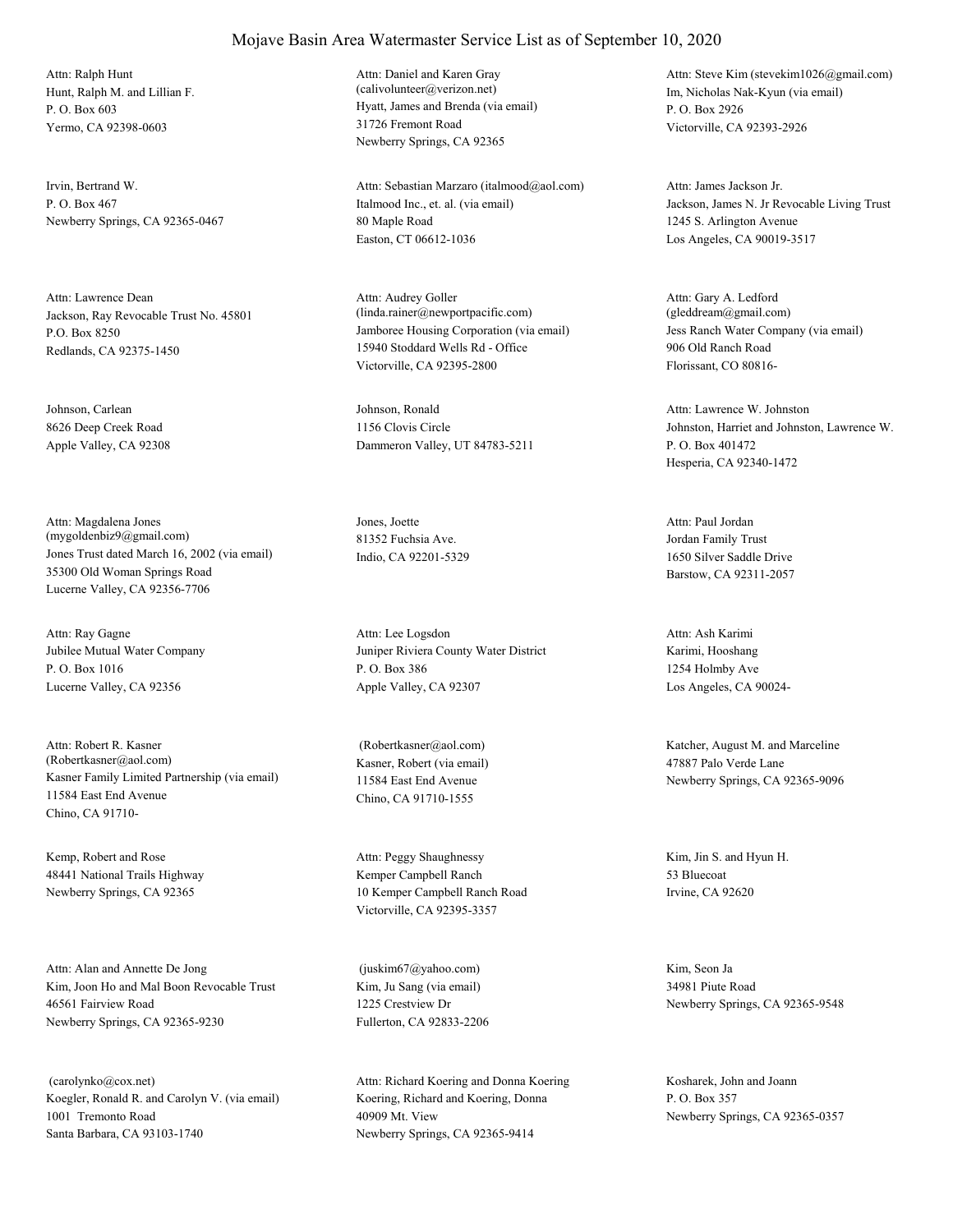# Mojave Basin Area Watermaster Service List as of September 10, 2020

Attn: Ralph Hunt
Hunt, Ralph M. and Lillian F.
P. O. Box 603
Yermo, CA 92398-0603

Attn: Daniel and Karen Gray
(calivolunteer@verizon.net)
Hyatt, James and Brenda (via email)
31726 Fremont Road
Newberry Springs, CA 92365

Attn: Steve Kim (stevekim1026@gmail.com)
Im, Nicholas Nak-Kyun (via email)
P. O. Box 2926
Victorville, CA 92393-2926

Irvin, Bertrand W.
P. O. Box 467
Newberry Springs, CA 92365-0467

Attn: Sebastian Marzaro (italmood@aol.com)
Italmood Inc., et. al. (via email)
80 Maple Road
Easton, CT 06612-1036

Attn: James Jackson Jr.
Jackson, James N. Jr Revocable Living Trust
1245 S. Arlington Avenue
Los Angeles, CA 90019-3517

Attn: Lawrence Dean
Jackson, Ray Revocable Trust No. 45801
P.O. Box 8250
Redlands, CA 92375-1450

Attn: Audrey Goller
(linda.rainer@newportpacific.com)
Jamboree Housing Corporation (via email)
15940 Stoddard Wells Rd - Office
Victorville, CA 92395-2800

Attn: Gary A. Ledford
(gleddream@gmail.com)
Jess Ranch Water Company (via email)
906 Old Ranch Road
Florissant, CO 80816-

Johnson, Carlean
8626 Deep Creek Road
Apple Valley, CA 92308

Johnson, Ronald
1156 Clovis Circle
Dammeron Valley, UT 84783-5211

Attn: Lawrence W. Johnston
Johnston, Harriet and Johnston, Lawrence W.
P. O. Box 401472
Hesperia, CA 92340-1472

Attn: Magdalena Jones
(mygoldenbiz9@gmail.com)
Jones Trust dated March 16, 2002 (via email)
35300 Old Woman Springs Road
Lucerne Valley, CA 92356-7706

Jones, Joette
81352 Fuchsia Ave.
Indio, CA 92201-5329

Attn: Paul Jordan
Jordan Family Trust
1650 Silver Saddle Drive
Barstow, CA 92311-2057

Attn: Ray Gagne
Jubilee Mutual Water Company
P. O. Box 1016
Lucerne Valley, CA 92356

Attn: Lee Logsdon
Juniper Riviera County Water District
P. O. Box 386
Apple Valley, CA 92307

Attn: Ash Karimi
Karimi, Hooshang
1254 Holmby Ave
Los Angeles, CA 90024-

Attn: Robert R. Kasner
(Robertkasner@aol.com)
Kasner Family Limited Partnership (via email)
11584 East End Avenue
Chino, CA 91710-

(Robertkasner@aol.com)
Kasner, Robert (via email)
11584 East End Avenue
Chino, CA 91710-1555

Katcher, August M. and Marceline
47887 Palo Verde Lane
Newberry Springs, CA 92365-9096

Kemp, Robert and Rose
48441 National Trails Highway
Newberry Springs, CA 92365

Attn: Peggy Shaughnessy
Kemper Campbell Ranch
10 Kemper Campbell Ranch Road
Victorville, CA 92395-3357

Kim, Jin S. and Hyun H.
53 Bluecoat
Irvine, CA 92620

Attn: Alan and Annette De Jong
Kim, Joon Ho and Mal Boon Revocable Trust
46561 Fairview Road
Newberry Springs, CA 92365-9230

(juskim67@yahoo.com)
Kim, Ju Sang (via email)
1225 Crestview Dr
Fullerton, CA 92833-2206

Kim, Seon Ja
34981 Piute Road
Newberry Springs, CA 92365-9548

(carolynko@cox.net)
Koegler, Ronald R. and Carolyn V. (via email)
1001 Tremonto Road
Santa Barbara, CA 93103-1740

Attn: Richard Koering and Donna Koering
Koering, Richard and Koering, Donna
40909 Mt. View
Newberry Springs, CA 92365-9414

Kosharek, John and Joann
P. O. Box 357
Newberry Springs, CA 92365-0357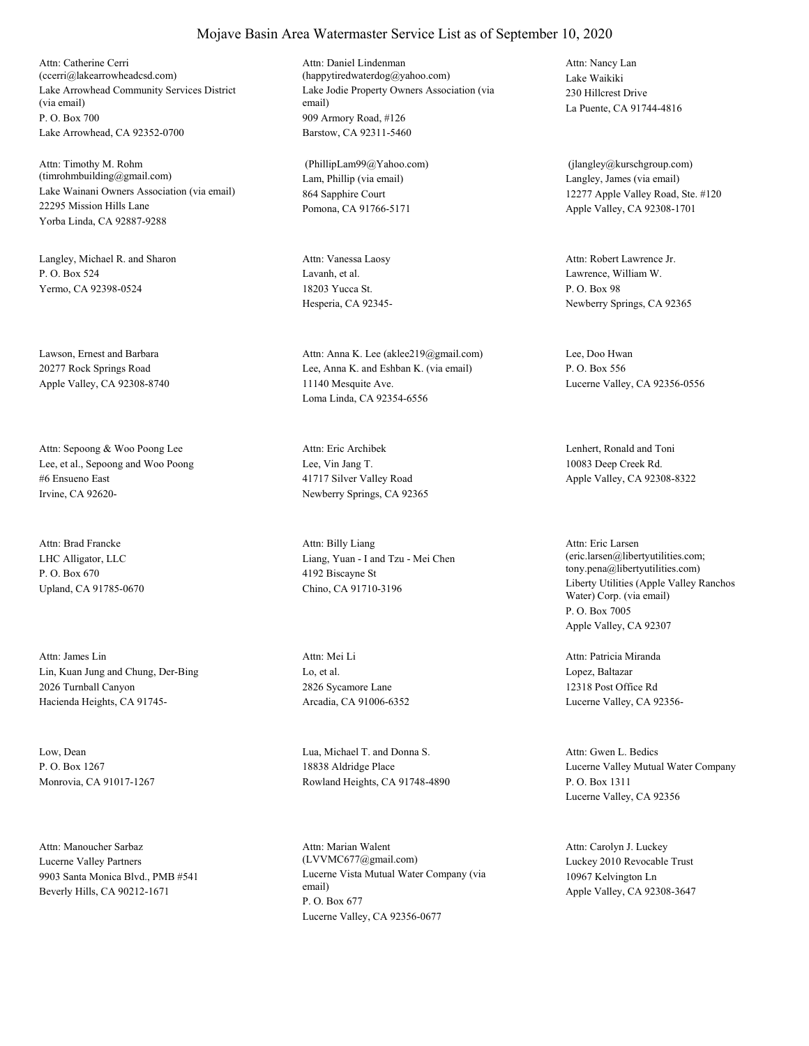# Mojave Basin Area Watermaster Service List as of September 10, 2020

Attn: Catherine Cerri
(ccerri@lakearrowheadcsd.com)
Lake Arrowhead Community Services District (via email)
P. O. Box 700
Lake Arrowhead, CA 92352-0700

Attn: Daniel Lindenman
(happytiredwaterdog@yahoo.com)
Lake Jodie Property Owners Association (via email)
909 Armory Road, #126
Barstow, CA 92311-5460

Attn: Nancy Lan
Lake Waikiki
230 Hillcrest Drive
La Puente, CA 91744-4816

Attn: Timothy M. Rohm
(timrohmbuilding@gmail.com)
Lake Wainani Owners Association (via email)
22295 Mission Hills Lane
Yorba Linda, CA 92887-9288

(PhillipLam99@Yahoo.com)
Lam, Phillip (via email)
864 Sapphire Court
Pomona, CA 91766-5171

(jlangley@kurschgroup.com)
Langley, James (via email)
12277 Apple Valley Road, Ste. #120
Apple Valley, CA 92308-1701

Langley, Michael R. and Sharon
P. O. Box 524
Yermo, CA 92398-0524

Attn: Vanessa Laosy
Lavanh, et al.
18203 Yucca St.
Hesperia, CA 92345-

Attn: Robert Lawrence Jr.
Lawrence, William W.
P. O. Box 98
Newberry Springs, CA 92365

Lawson, Ernest and Barbara
20277 Rock Springs Road
Apple Valley, CA 92308-8740

Attn: Anna K. Lee (aklee219@gmail.com)
Lee, Anna K. and Eshban K. (via email)
11140 Mesquite Ave.
Loma Linda, CA 92354-6556

Lee, Doo Hwan
P. O. Box 556
Lucerne Valley, CA 92356-0556

Attn: Sepoong & Woo Poong Lee
Lee, et al., Sepoong and Woo Poong
#6 Ensueno East
Irvine, CA 92620-

Attn: Eric Archibek
Lee, Vin Jang T.
41717 Silver Valley Road
Newberry Springs, CA 92365

Lenhert, Ronald and Toni
10083 Deep Creek Rd.
Apple Valley, CA 92308-8322

Attn: Brad Francke
LHC Alligator, LLC
P. O. Box 670
Upland, CA 91785-0670

Attn: Billy Liang
Liang, Yuan - I and Tzu - Mei Chen
4192 Biscayne St
Chino, CA 91710-3196

Attn: Eric Larsen
(eric.larsen@libertyutilities.com; tony.pena@libertyutilities.com)
Liberty Utilities (Apple Valley Ranchos Water) Corp. (via email)
P. O. Box 7005
Apple Valley, CA 92307

Attn: James Lin
Lin, Kuan Jung and Chung, Der-Bing
2026 Turnball Canyon
Hacienda Heights, CA 91745-

Attn: Mei Li
Lo, et al.
2826 Sycamore Lane
Arcadia, CA 91006-6352

Attn: Patricia Miranda
Lopez, Baltazar
12318 Post Office Rd
Lucerne Valley, CA 92356-

Low, Dean
P. O. Box 1267
Monrovia, CA 91017-1267

Lua, Michael T. and Donna S.
18838 Aldridge Place
Rowland Heights, CA 91748-4890

Attn: Gwen L. Bedics
Lucerne Valley Mutual Water Company
P. O. Box 1311
Lucerne Valley, CA 92356

Attn: Manoucher Sarbaz
Lucerne Valley Partners
9903 Santa Monica Blvd., PMB #541
Beverly Hills, CA 90212-1671

Attn: Marian Walent
(LVVMC677@gmail.com)
Lucerne Vista Mutual Water Company (via email)
P. O. Box 677
Lucerne Valley, CA 92356-0677

Attn: Carolyn J. Luckey
Luckey 2010 Revocable Trust
10967 Kelvington Ln
Apple Valley, CA 92308-3647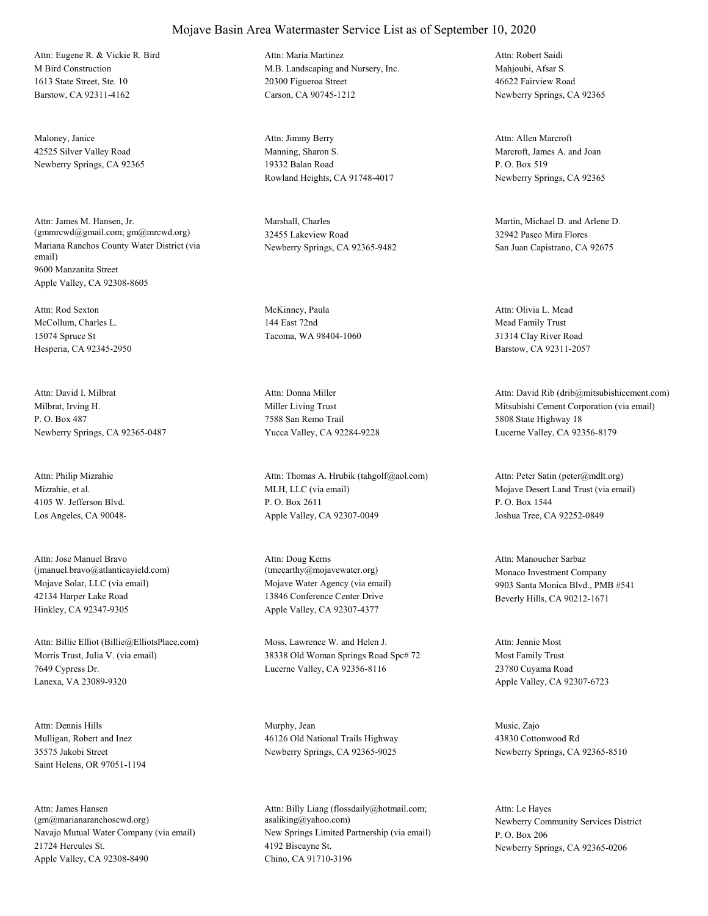# Mojave Basin Area Watermaster Service List as of September 10, 2020

Attn: Eugene R. & Vickie R. Bird
M Bird Construction
1613 State Street, Ste. 10
Barstow, CA 92311-4162

Attn: Maria Martinez
M.B. Landscaping and Nursery, Inc.
20300 Figueroa Street
Carson, CA 90745-1212

Attn: Robert Saidi
Mahjoubi, Afsar S.
46622 Fairview Road
Newberry Springs, CA 92365

Maloney, Janice
42525 Silver Valley Road
Newberry Springs, CA 92365

Attn: Jimmy Berry
Manning, Sharon S.
19332 Balan Road
Rowland Heights, CA 91748-4017

Attn: Allen Marcroft
Marcroft, James A. and Joan
P. O. Box 519
Newberry Springs, CA 92365

Attn: James M. Hansen, Jr.
(gmmrcwd@gmail.com; gm@mrcwd.org)
Mariana Ranchos County Water District (via email)
9600 Manzanita Street
Apple Valley, CA 92308-8605

Marshall, Charles
32455 Lakeview Road
Newberry Springs, CA 92365-9482

Martin, Michael D. and Arlene D.
32942 Paseo Mira Flores
San Juan Capistrano, CA 92675

Attn: Rod Sexton
McCollum, Charles L.
15074 Spruce St
Hesperia, CA 92345-2950

McKinney, Paula
144 East 72nd
Tacoma, WA 98404-1060

Attn: Olivia L. Mead
Mead Family Trust
31314 Clay River Road
Barstow, CA 92311-2057

Attn: David I. Milbrat
Milbrat, Irving H.
P. O. Box 487
Newberry Springs, CA 92365-0487

Attn: Donna Miller
Miller Living Trust
7588 San Remo Trail
Yucca Valley, CA 92284-9228

Attn: David Rib (drib@mitsubishicement.com)
Mitsubishi Cement Corporation (via email)
5808 State Highway 18
Lucerne Valley, CA 92356-8179

Attn: Philip Mizrahie
Mizrahie, et al.
4105 W. Jefferson Blvd.
Los Angeles, CA 90048-

Attn: Thomas A. Hrubik (tahgolf@aol.com)
MLH, LLC (via email)
P. O. Box 2611
Apple Valley, CA 92307-0049

Attn: Peter Satin (peter@mdlt.org)
Mojave Desert Land Trust (via email)
P. O. Box 1544
Joshua Tree, CA 92252-0849

Attn: Jose Manuel Bravo
(jmanuel.bravo@atlanticayield.com)
Mojave Solar, LLC (via email)
42134 Harper Lake Road
Hinkley, CA 92347-9305

Attn: Doug Kerns
(tmccarthy@mojavewater.org)
Mojave Water Agency (via email)
13846 Conference Center Drive
Apple Valley, CA 92307-4377

Attn: Manoucher Sarbaz
Monaco Investment Company
9903 Santa Monica Blvd., PMB #541
Beverly Hills, CA 90212-1671

Attn: Billie Elliot (Billie@ElliotsPlace.com)
Morris Trust, Julia V. (via email)
7649 Cypress Dr.
Lanexa, VA 23089-9320

Moss, Lawrence W. and Helen J.
38338 Old Woman Springs Road Spc# 72
Lucerne Valley, CA 92356-8116

Attn: Jennie Most
Most Family Trust
23780 Cuyama Road
Apple Valley, CA 92307-6723

Attn: Dennis Hills
Mulligan, Robert and Inez
35575 Jakobi Street
Saint Helens, OR 97051-1194

Murphy, Jean
46126 Old National Trails Highway
Newberry Springs, CA 92365-9025

Music, Zajo
43830 Cottonwood Rd
Newberry Springs, CA 92365-8510

Attn: James Hansen
(gm@marianaranchoscwd.org)
Navajo Mutual Water Company (via email)
21724 Hercules St.
Apple Valley, CA 92308-8490

Attn: Billy Liang (flossdaily@hotmail.com;
asaliking@yahoo.com)
New Springs Limited Partnership (via email)
4192 Biscayne St.
Chino, CA 91710-3196

Attn: Le Hayes
Newberry Community Services District
P. O. Box 206
Newberry Springs, CA 92365-0206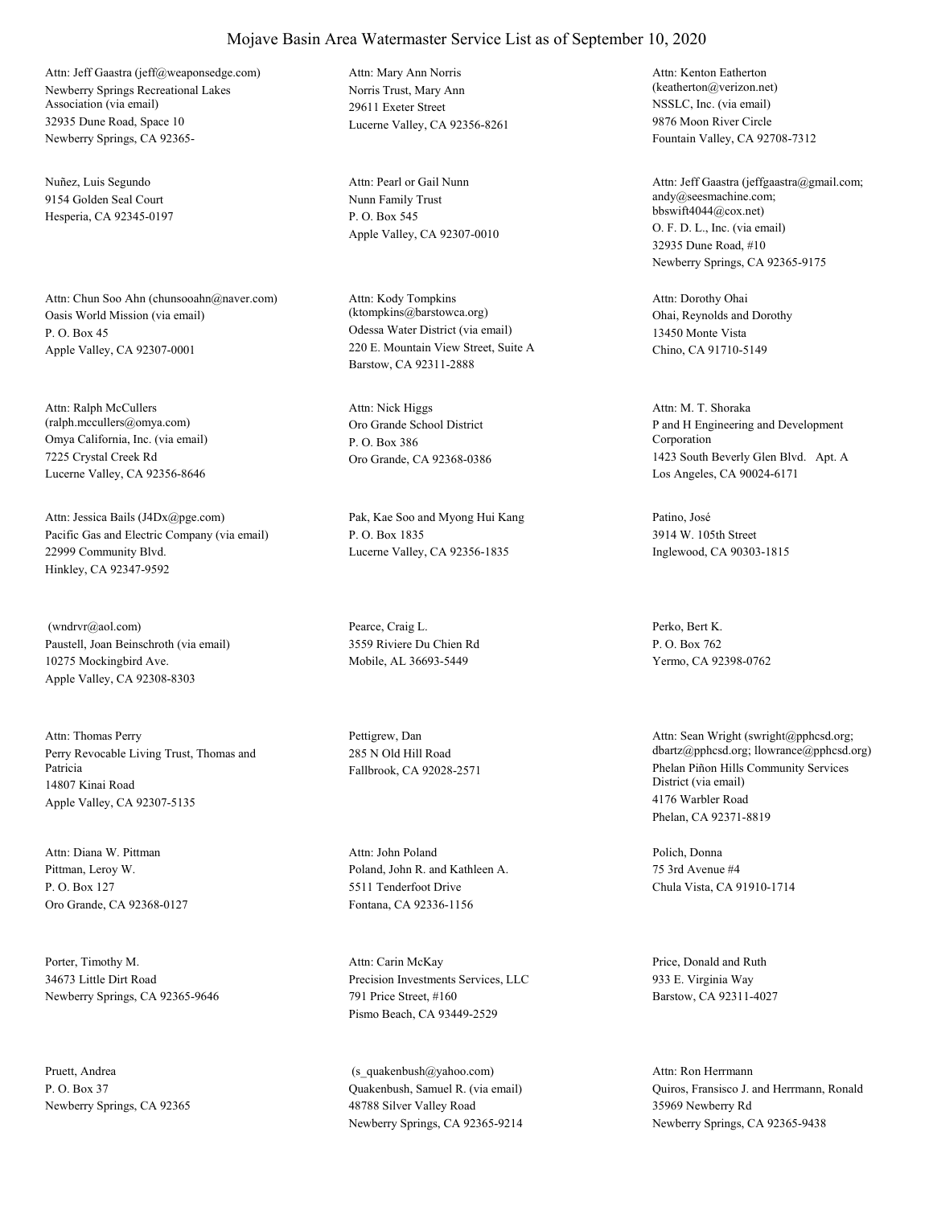# Mojave Basin Area Watermaster Service List as of September 10, 2020

Attn: Jeff Gaastra (jeff@weaponsedge.com)
Newberry Springs Recreational Lakes Association (via email)
32935 Dune Road, Space 10
Newberry Springs, CA 92365-

Attn: Mary Ann Norris
Norris Trust, Mary Ann
29611 Exeter Street
Lucerne Valley, CA 92356-8261

Attn: Kenton Eatherton (keatherton@verizon.net)
NSSLC, Inc. (via email)
9876 Moon River Circle
Fountain Valley, CA 92708-7312

Nuñez, Luis Segundo
9154 Golden Seal Court
Hesperia, CA 92345-0197

Attn: Pearl or Gail Nunn
Nunn Family Trust
P. O. Box 545
Apple Valley, CA 92307-0010

Attn: Jeff Gaastra (jeffgaastra@gmail.com; andy@seesmachine.com; bbswift4044@cox.net)
O. F. D. L., Inc. (via email)
32935 Dune Road, #10
Newberry Springs, CA 92365-9175

Attn: Chun Soo Ahn (chunsooahn@naver.com)
Oasis World Mission (via email)
P. O. Box 45
Apple Valley, CA 92307-0001

Attn: Kody Tompkins (ktompkins@barstowca.org)
Odessa Water District (via email)
220 E. Mountain View Street, Suite A
Barstow, CA 92311-2888

Attn: Dorothy Ohai
Ohai, Reynolds and Dorothy
13450 Monte Vista
Chino, CA 91710-5149

Attn: Ralph McCullers (ralph.mccullers@omya.com)
Omya California, Inc. (via email)
7225 Crystal Creek Rd
Lucerne Valley, CA 92356-8646

Attn: Nick Higgs
Oro Grande School District
P. O. Box 386
Oro Grande, CA 92368-0386

Attn: M. T. Shoraka
P and H Engineering and Development Corporation
1423 South Beverly Glen Blvd. Apt. A
Los Angeles, CA 90024-6171

Attn: Jessica Bails (J4Dx@pge.com)
Pacific Gas and Electric Company (via email)
22999 Community Blvd.
Hinkley, CA 92347-9592

Pak, Kae Soo and Myong Hui Kang
P. O. Box 1835
Lucerne Valley, CA 92356-1835

Patino, José
3914 W. 105th Street
Inglewood, CA 90303-1815

(wndrvr@aol.com)
Paustell, Joan Beinschroth (via email)
10275 Mockingbird Ave.
Apple Valley, CA 92308-8303

Pearce, Craig L.
3559 Riviere Du Chien Rd
Mobile, AL 36693-5449

Perko, Bert K.
P. O. Box 762
Yermo, CA 92398-0762

Attn: Thomas Perry
Perry Revocable Living Trust, Thomas and Patricia
14807 Kinai Road
Apple Valley, CA 92307-5135

Pettigrew, Dan
285 N Old Hill Road
Fallbrook, CA 92028-2571

Attn: Sean Wright (swright@pphcsd.org; dbartz@pphcsd.org; llowrance@pphcsd.org)
Phelan Piñon Hills Community Services District (via email)
4176 Warbler Road
Phelan, CA 92371-8819

Attn: Diana W. Pittman
Pittman, Leroy W.
P. O. Box 127
Oro Grande, CA 92368-0127

Attn: John Poland
Poland, John R. and Kathleen A.
5511 Tenderfoot Drive
Fontana, CA 92336-1156

Polich, Donna
75 3rd Avenue #4
Chula Vista, CA 91910-1714

Porter, Timothy M.
34673 Little Dirt Road
Newberry Springs, CA 92365-9646

Attn: Carin McKay
Precision Investments Services, LLC
791 Price Street, #160
Pismo Beach, CA 93449-2529

Price, Donald and Ruth
933 E. Virginia Way
Barstow, CA 92311-4027

Pruett, Andrea
P. O. Box 37
Newberry Springs, CA 92365

(s_quakenbush@yahoo.com)
Quakenbush, Samuel R. (via email)
48788 Silver Valley Road
Newberry Springs, CA 92365-9214

Attn: Ron Herrmann
Quiros, Fransisco J. and Herrmann, Ronald
35969 Newberry Rd
Newberry Springs, CA 92365-9438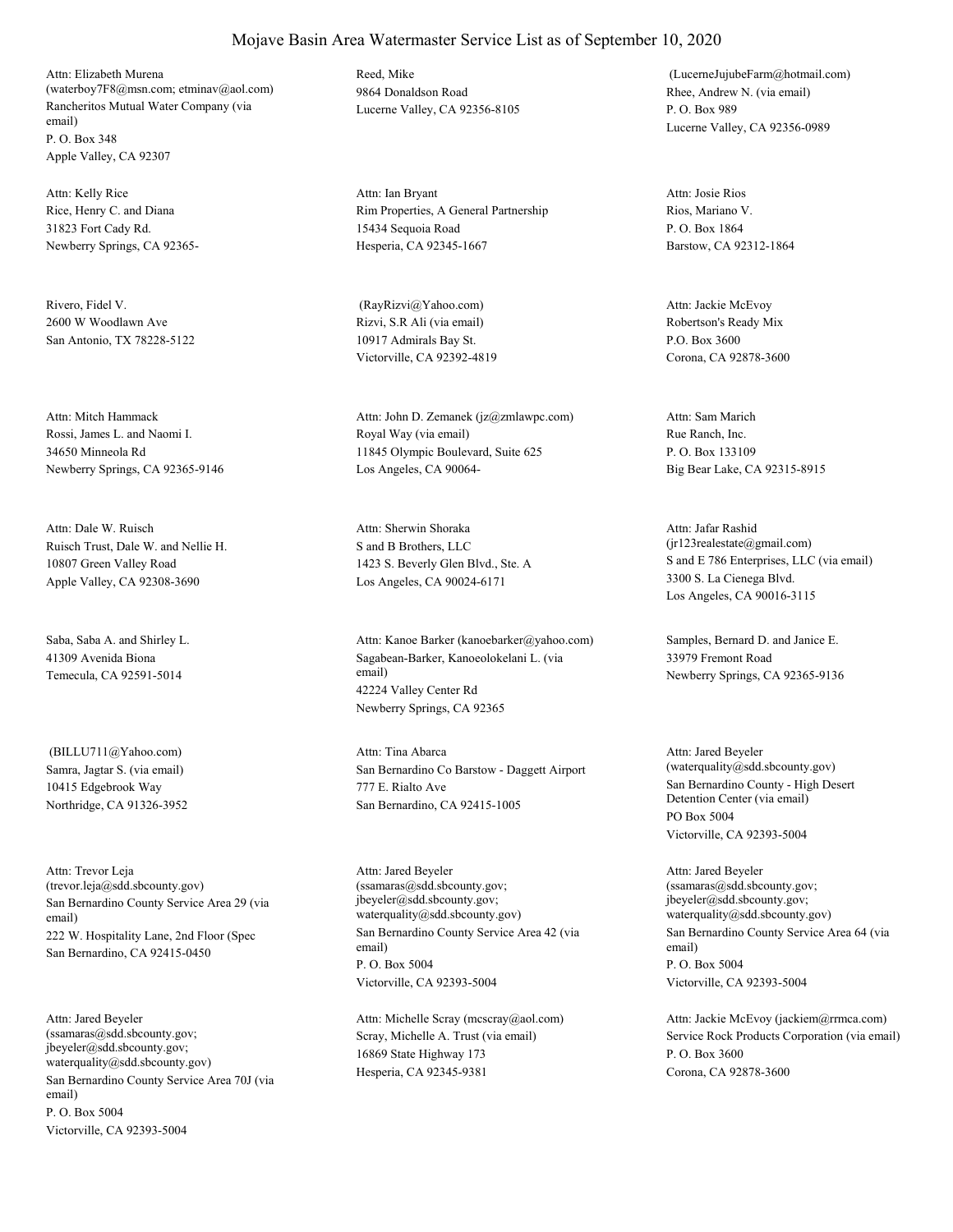# Mojave Basin Area Watermaster Service List as of September 10, 2020

Attn: Elizabeth Murena
(waterboy7F8@msn.com; etminav@aol.com)
Rancheritos Mutual Water Company (via email)
P. O. Box 348
Apple Valley, CA 92307

Reed, Mike
9864 Donaldson Road
Lucerne Valley, CA 92356-8105

(LucerneJujubeFarm@hotmail.com)
Rhee, Andrew N. (via email)
P. O. Box 989
Lucerne Valley, CA 92356-0989

Attn: Kelly Rice
Rice, Henry C. and Diana
31823 Fort Cady Rd.
Newberry Springs, CA 92365-

Attn: Ian Bryant
Rim Properties, A General Partnership
15434 Sequoia Road
Hesperia, CA 92345-1667

Attn: Josie Rios
Rios, Mariano V.
P. O. Box 1864
Barstow, CA 92312-1864

Rivero, Fidel V.
2600 W Woodlawn Ave
San Antonio, TX 78228-5122

(RayRizvi@Yahoo.com)
Rizvi, S.R Ali (via email)
10917 Admirals Bay St.
Victorville, CA 92392-4819

Attn: Jackie McEvoy
Robertson's Ready Mix
P.O. Box 3600
Corona, CA 92878-3600

Attn: Mitch Hammack
Rossi, James L. and Naomi I.
34650 Minneola Rd
Newberry Springs, CA 92365-9146

Attn: John D. Zemanek (jz@zmlawpc.com)
Royal Way (via email)
11845 Olympic Boulevard, Suite 625
Los Angeles, CA 90064-

Attn: Sam Marich
Rue Ranch, Inc.
P. O. Box 133109
Big Bear Lake, CA 92315-8915

Attn: Dale W. Ruisch
Ruisch Trust, Dale W. and Nellie H.
10807 Green Valley Road
Apple Valley, CA 92308-3690

Attn: Sherwin Shoraka
S and B Brothers, LLC
1423 S. Beverly Glen Blvd., Ste. A
Los Angeles, CA 90024-6171

Attn: Jafar Rashid
(jr123realestate@gmail.com)
S and E 786 Enterprises, LLC (via email)
3300 S. La Cienega Blvd.
Los Angeles, CA 90016-3115

Saba, Saba A. and Shirley L.
41309 Avenida Biona
Temecula, CA 92591-5014

Attn: Kanoe Barker (kanoebarker@yahoo.com)
Sagabean-Barker, Kanoeolokelani L. (via email)
42224 Valley Center Rd
Newberry Springs, CA 92365

Samples, Bernard D. and Janice E.
33979 Fremont Road
Newberry Springs, CA 92365-9136

(BILLU711@Yahoo.com)
Samra, Jagtar S. (via email)
10415 Edgebrook Way
Northridge, CA 91326-3952

Attn: Tina Abarca
San Bernardino Co Barstow - Daggett Airport
777 E. Rialto Ave
San Bernardino, CA 92415-1005

Attn: Jared Beyeler
(waterquality@sdd.sbcounty.gov)
San Bernardino County - High Desert Detention Center (via email)
PO Box 5004
Victorville, CA 92393-5004

Attn: Trevor Leja
(trevor.leja@sdd.sbcounty.gov)
San Bernardino County Service Area 29 (via email)
222 W. Hospitality Lane, 2nd Floor (Spec
San Bernardino, CA 92415-0450

Attn: Jared Beyeler
(ssamaras@sdd.sbcounty.gov; jbeyeler@sdd.sbcounty.gov; waterquality@sdd.sbcounty.gov)
San Bernardino County Service Area 42 (via email)
P. O. Box 5004
Victorville, CA 92393-5004

Attn: Jared Beyeler
(ssamaras@sdd.sbcounty.gov; jbeyeler@sdd.sbcounty.gov; waterquality@sdd.sbcounty.gov)
San Bernardino County Service Area 64 (via email)
P. O. Box 5004
Victorville, CA 92393-5004

Attn: Jared Beyeler
(ssamaras@sdd.sbcounty.gov; jbeyeler@sdd.sbcounty.gov; waterquality@sdd.sbcounty.gov)
San Bernardino County Service Area 70J (via email)
P. O. Box 5004
Victorville, CA 92393-5004

Attn: Michelle Scray (mcscray@aol.com)
Scray, Michelle A. Trust (via email)
16869 State Highway 173
Hesperia, CA 92345-9381

Attn: Jackie McEvoy (jackiem@rrmca.com)
Service Rock Products Corporation (via email)
P. O. Box 3600
Corona, CA 92878-3600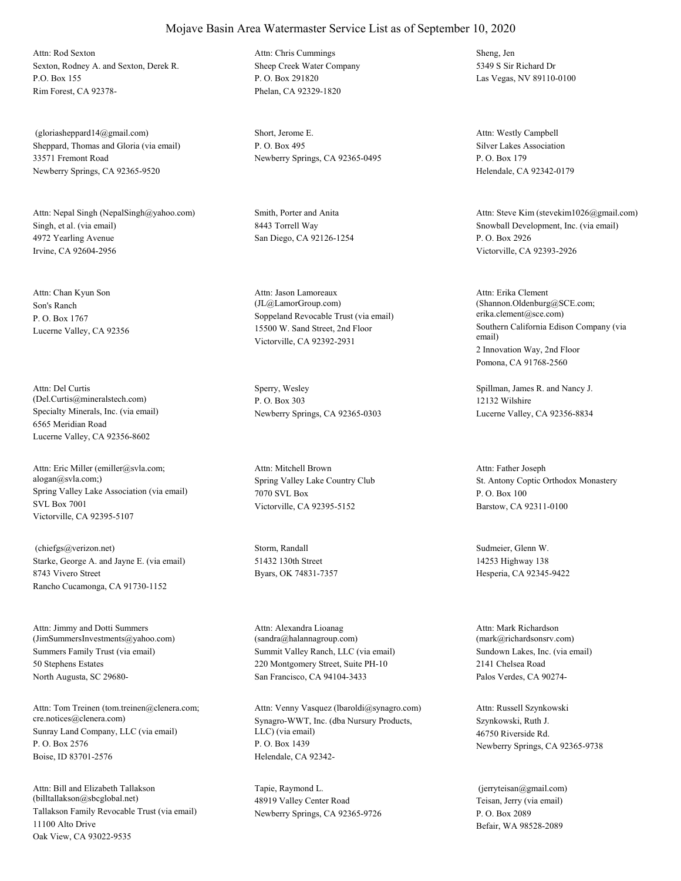# Mojave Basin Area Watermaster Service List as of September 10, 2020

Attn: Rod Sexton
Sexton, Rodney A. and Sexton, Derek R.
P.O. Box 155
Rim Forest, CA 92378-

Attn: Chris Cummings
Sheep Creek Water Company
P. O. Box 291820
Phelan, CA 92329-1820

Sheng, Jen
5349 S Sir Richard Dr
Las Vegas, NV 89110-0100

(gloriasheppard14@gmail.com)
Sheppard, Thomas and Gloria (via email)
33571 Fremont Road
Newberry Springs, CA 92365-9520

Short, Jerome E.
P. O. Box 495
Newberry Springs, CA 92365-0495

Attn: Westly Campbell
Silver Lakes Association
P. O. Box 179
Helendale, CA 92342-0179

Attn: Nepal Singh (NepalSingh@yahoo.com)
Singh, et al. (via email)
4972 Yearling Avenue
Irvine, CA 92604-2956

Smith, Porter and Anita
8443 Torrell Way
San Diego, CA 92126-1254

Attn: Steve Kim (stevekim1026@gmail.com)
Snowball Development, Inc. (via email)
P. O. Box 2926
Victorville, CA 92393-2926

Attn: Chan Kyun Son
Son's Ranch
P. O. Box 1767
Lucerne Valley, CA 92356

Attn: Jason Lamoreaux
(JL@LamorGroup.com)
Soppeland Revocable Trust (via email)
15500 W. Sand Street, 2nd Floor
Victorville, CA 92392-2931

Attn: Erika Clement
(Shannon.Oldenburg@SCE.com; erika.clement@sce.com)
Southern California Edison Company (via email)
2 Innovation Way, 2nd Floor
Pomona, CA 91768-2560

Attn: Del Curtis
(Del.Curtis@mineralstech.com)
Specialty Minerals, Inc. (via email)
6565 Meridian Road
Lucerne Valley, CA 92356-8602

Sperry, Wesley
P. O. Box 303
Newberry Springs, CA 92365-0303

Spillman, James R. and Nancy J.
12132 Wilshire
Lucerne Valley, CA 92356-8834

Attn: Eric Miller (emiller@svla.com; alogan@svla.com;)
Spring Valley Lake Association (via email)
SVL Box 7001
Victorville, CA 92395-5107

Attn: Mitchell Brown
Spring Valley Lake Country Club
7070 SVL Box
Victorville, CA 92395-5152

Attn: Father Joseph
St. Antony Coptic Orthodox Monastery
P. O. Box 100
Barstow, CA 92311-0100

(chiefgs@verizon.net)
Starke, George A. and Jayne E. (via email)
8743 Vivero Street
Rancho Cucamonga, CA 91730-1152

Storm, Randall
51432 130th Street
Byars, OK 74831-7357

Sudmeier, Glenn W.
14253 Highway 138
Hesperia, CA 92345-9422

Attn: Jimmy and Dotti Summers
(JimSummersInvestments@yahoo.com)
Summers Family Trust (via email)
50 Stephens Estates
North Augusta, SC 29680-

Attn: Alexandra Lioanag
(sandra@halannagroup.com)
Summit Valley Ranch, LLC (via email)
220 Montgomery Street, Suite PH-10
San Francisco, CA 94104-3433

Attn: Mark Richardson
(mark@richardsonsrv.com)
Sundown Lakes, Inc. (via email)
2141 Chelsea Road
Palos Verdes, CA 90274-

Attn: Tom Treinen (tom.treinen@clenera.com; cre.notices@clenera.com)
Sunray Land Company, LLC (via email)
P. O. Box 2576
Boise, ID 83701-2576

Attn: Venny Vasquez (lbaroldi@synagro.com)
Synagro-WWT, Inc. (dba Nursury Products, LLC) (via email)
P. O. Box 1439
Helendale, CA 92342-

Attn: Russell Szynkowski
Szynkowski, Ruth J.
46750 Riverside Rd.
Newberry Springs, CA 92365-9738

Attn: Bill and Elizabeth Tallakson
(billtallakson@sbcglobal.net)
Tallakson Family Revocable Trust (via email)
11100 Alto Drive
Oak View, CA 93022-9535

Tapie, Raymond L.
48919 Valley Center Road
Newberry Springs, CA 92365-9726

(jerryteisan@gmail.com)
Teisan, Jerry (via email)
P. O. Box 2089
Befair, WA 98528-2089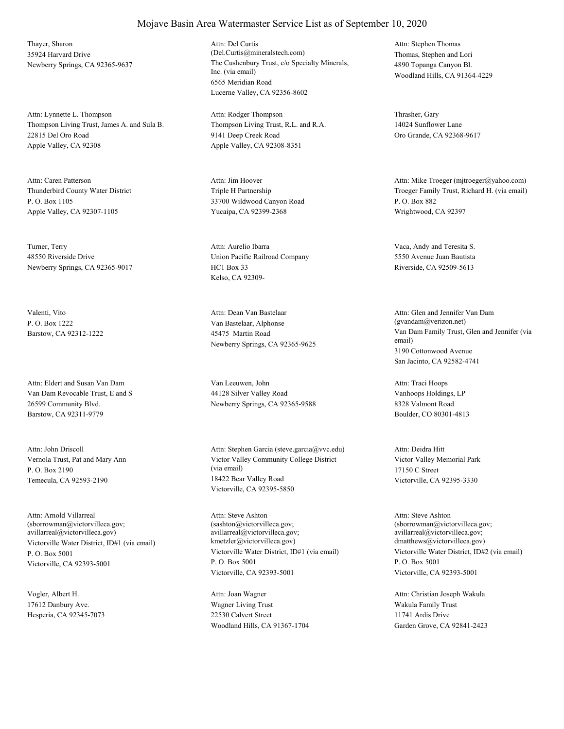# Mojave Basin Area Watermaster Service List as of September 10, 2020

Thayer, Sharon
35924 Harvard Drive
Newberry Springs, CA 92365-9637

Attn: Del Curtis
(Del.Curtis@mineralstech.com)
The Cushenbury Trust, c/o Specialty Minerals, Inc. (via email)
6565 Meridian Road
Lucerne Valley, CA 92356-8602

Attn: Stephen Thomas
Thomas, Stephen and Lori
4890 Topanga Canyon Bl.
Woodland Hills, CA 91364-4229

Attn: Lynnette L. Thompson
Thompson Living Trust, James A. and Sula B.
22815 Del Oro Road
Apple Valley, CA 92308

Attn: Rodger Thompson
Thompson Living Trust, R.L. and R.A.
9141 Deep Creek Road
Apple Valley, CA 92308-8351

Thrasher, Gary
14024 Sunflower Lane
Oro Grande, CA 92368-9617

Attn: Caren Patterson
Thunderbird County Water District
P. O. Box 1105
Apple Valley, CA 92307-1105

Attn: Jim Hoover
Triple H Partnership
33700 Wildwood Canyon Road
Yucaipa, CA 92399-2368

Attn: Mike Troeger (mjtroeger@yahoo.com)
Troeger Family Trust, Richard H. (via email)
P. O. Box 882
Wrightwood, CA 92397

Turner, Terry
48550 Riverside Drive
Newberry Springs, CA 92365-9017

Attn: Aurelio Ibarra
Union Pacific Railroad Company
HC1 Box 33
Kelso, CA 92309-

Vaca, Andy and Teresita S.
5550 Avenue Juan Bautista
Riverside, CA 92509-5613

Valenti, Vito
P. O. Box 1222
Barstow, CA 92312-1222

Attn: Dean Van Bastelaar
Van Bastelaar, Alphonse
45475 Martin Road
Newberry Springs, CA 92365-9625

Attn: Glen and Jennifer Van Dam
(gvandam@verizon.net)
Van Dam Family Trust, Glen and Jennifer (via email)
3190 Cottonwood Avenue
San Jacinto, CA 92582-4741

Attn: Eldert and Susan Van Dam
Van Dam Revocable Trust, E and S
26599 Community Blvd.
Barstow, CA 92311-9779

Van Leeuwen, John
44128 Silver Valley Road
Newberry Springs, CA 92365-9588

Attn: Traci Hoops
Vanhoops Holdings, LP
8328 Valmont Road
Boulder, CO 80301-4813

Attn: John Driscoll
Vernola Trust, Pat and Mary Ann
P. O. Box 2190
Temecula, CA 92593-2190

Attn: Stephen Garcia (steve.garcia@vvc.edu)
Victor Valley Community College District (via email)
18422 Bear Valley Road
Victorville, CA 92395-5850

Attn: Deidra Hitt
Victor Valley Memorial Park
17150 C Street
Victorville, CA 92395-3330

Attn: Arnold Villarreal
(sborrowman@victorvilleca.gov; avillarreal@victorvilleca.gov)
Victorville Water District, ID#1 (via email)
P. O. Box 5001
Victorville, CA 92393-5001

Attn: Steve Ashton
(sashton@victorvilleca.gov; avillarreal@victorvilleca.gov; kmetzler@victorvilleca.gov)
Victorville Water District, ID#1 (via email)
P. O. Box 5001
Victorville, CA 92393-5001

Attn: Steve Ashton
(sborrowman@victorvilleca.gov; avillarreal@victorvilleca.gov; dmatthews@victorvilleca.gov)
Victorville Water District, ID#2 (via email)
P. O. Box 5001
Victorville, CA 92393-5001

Vogler, Albert H.
17612 Danbury Ave.
Hesperia, CA 92345-7073

Attn: Joan Wagner
Wagner Living Trust
22530 Calvert Street
Woodland Hills, CA 91367-1704

Attn: Christian Joseph Wakula
Wakula Family Trust
11741 Ardis Drive
Garden Grove, CA 92841-2423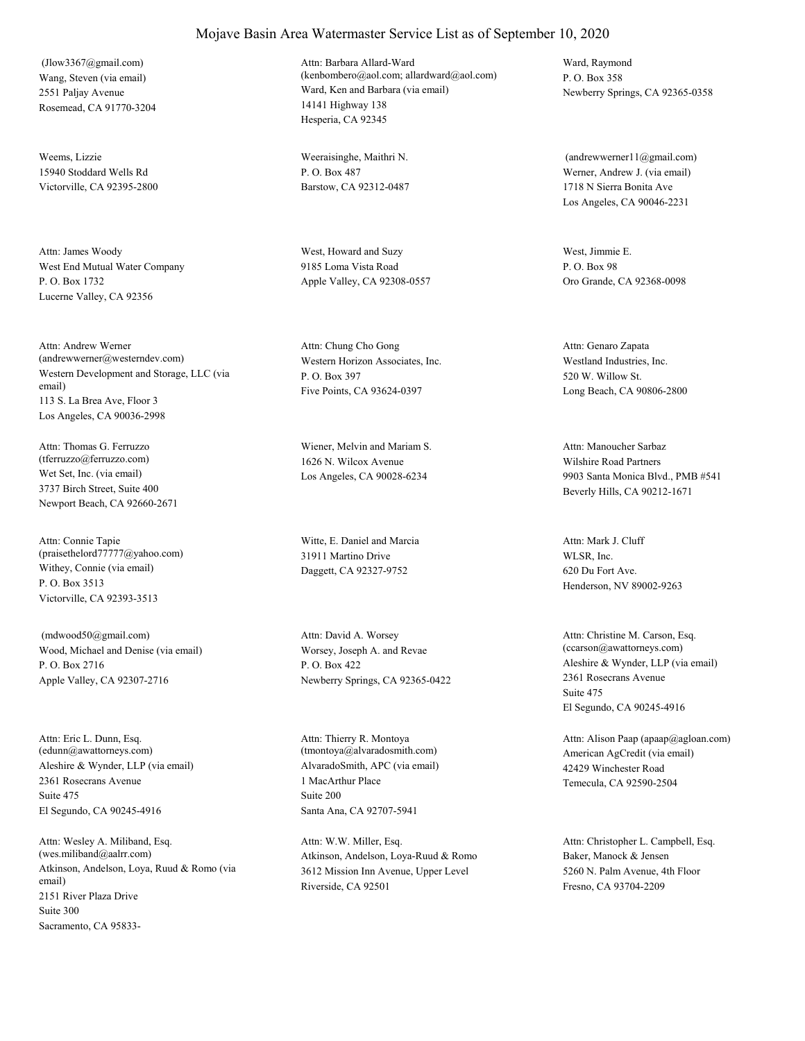# Mojave Basin Area Watermaster Service List as of September 10, 2020

(Jlow3367@gmail.com)
Wang, Steven (via email)
2551 Paljay Avenue
Rosemead, CA 91770-3204

Attn: Barbara Allard-Ward
(kenbombero@aol.com; allardward@aol.com)
Ward, Ken and Barbara (via email)
14141 Highway 138
Hesperia, CA 92345

Ward, Raymond
P. O. Box 358
Newberry Springs, CA 92365-0358

Weems, Lizzie
15940 Stoddard Wells Rd
Victorville, CA 92395-2800

Weeraisinghe, Maithri N.
P. O. Box 487
Barstow, CA 92312-0487

(andrewwerner11@gmail.com)
Werner, Andrew J. (via email)
1718 N Sierra Bonita Ave
Los Angeles, CA 90046-2231

Attn: James Woody
West End Mutual Water Company
P. O. Box 1732
Lucerne Valley, CA 92356

West, Howard and Suzy
9185 Loma Vista Road
Apple Valley, CA 92308-0557

West, Jimmie E.
P. O. Box 98
Oro Grande, CA 92368-0098

Attn: Andrew Werner
(andrewwerner@westerndev.com)
Western Development and Storage, LLC (via email)
113 S. La Brea Ave, Floor 3
Los Angeles, CA 90036-2998

Attn: Chung Cho Gong
Western Horizon Associates, Inc.
P. O. Box 397
Five Points, CA 93624-0397

Attn: Genaro Zapata
Westland Industries, Inc.
520 W. Willow St.
Long Beach, CA 90806-2800

Attn: Thomas G. Ferruzzo
(tferruzzo@ferruzzo.com)
Wet Set, Inc. (via email)
3737 Birch Street, Suite 400
Newport Beach, CA 92660-2671

Wiener, Melvin and Mariam S.
1626 N. Wilcox Avenue
Los Angeles, CA 90028-6234

Attn: Manoucher Sarbaz
Wilshire Road Partners
9903 Santa Monica Blvd., PMB #541
Beverly Hills, CA 90212-1671

Attn: Connie Tapie
(praisethelord77777@yahoo.com)
Withey, Connie (via email)
P. O. Box 3513
Victorville, CA 92393-3513

Witte, E. Daniel and Marcia
31911 Martino Drive
Daggett, CA 92327-9752

Attn: Mark J. Cluff
WLSR, Inc.
620 Du Fort Ave.
Henderson, NV 89002-9263

(mdwood50@gmail.com)
Wood, Michael and Denise (via email)
P. O. Box 2716
Apple Valley, CA 92307-2716

Attn: David A. Worsey
Worsey, Joseph A. and Revae
P. O. Box 422
Newberry Springs, CA 92365-0422

Attn: Christine M. Carson, Esq.
(ccarson@awattorneys.com)
Aleshire & Wynder, LLP (via email)
2361 Rosecrans Avenue
Suite 475
El Segundo, CA 90245-4916

Attn: Eric L. Dunn, Esq.
(edunn@awattorneys.com)
Aleshire & Wynder, LLP (via email)
2361 Rosecrans Avenue
Suite 475
El Segundo, CA 90245-4916

Attn: Thierry R. Montoya
(tmontoya@alvaradosmith.com)
AlvaradoSmith, APC (via email)
1 MacArthur Place
Suite 200
Santa Ana, CA 92707-5941

Attn: Alison Paap (apaap@agloan.com)
American AgCredit (via email)
42429 Winchester Road
Temecula, CA 92590-2504

Attn: Wesley A. Miliband, Esq.
(wes.miliband@aalrr.com)
Atkinson, Andelson, Loya, Ruud & Romo (via email)
2151 River Plaza Drive
Suite 300
Sacramento, CA 95833-

Attn: W.W. Miller, Esq.
Atkinson, Andelson, Loya-Ruud & Romo
3612 Mission Inn Avenue, Upper Level
Riverside, CA 92501

Attn: Christopher L. Campbell, Esq.
Baker, Manock & Jensen
5260 N. Palm Avenue, 4th Floor
Fresno, CA 93704-2209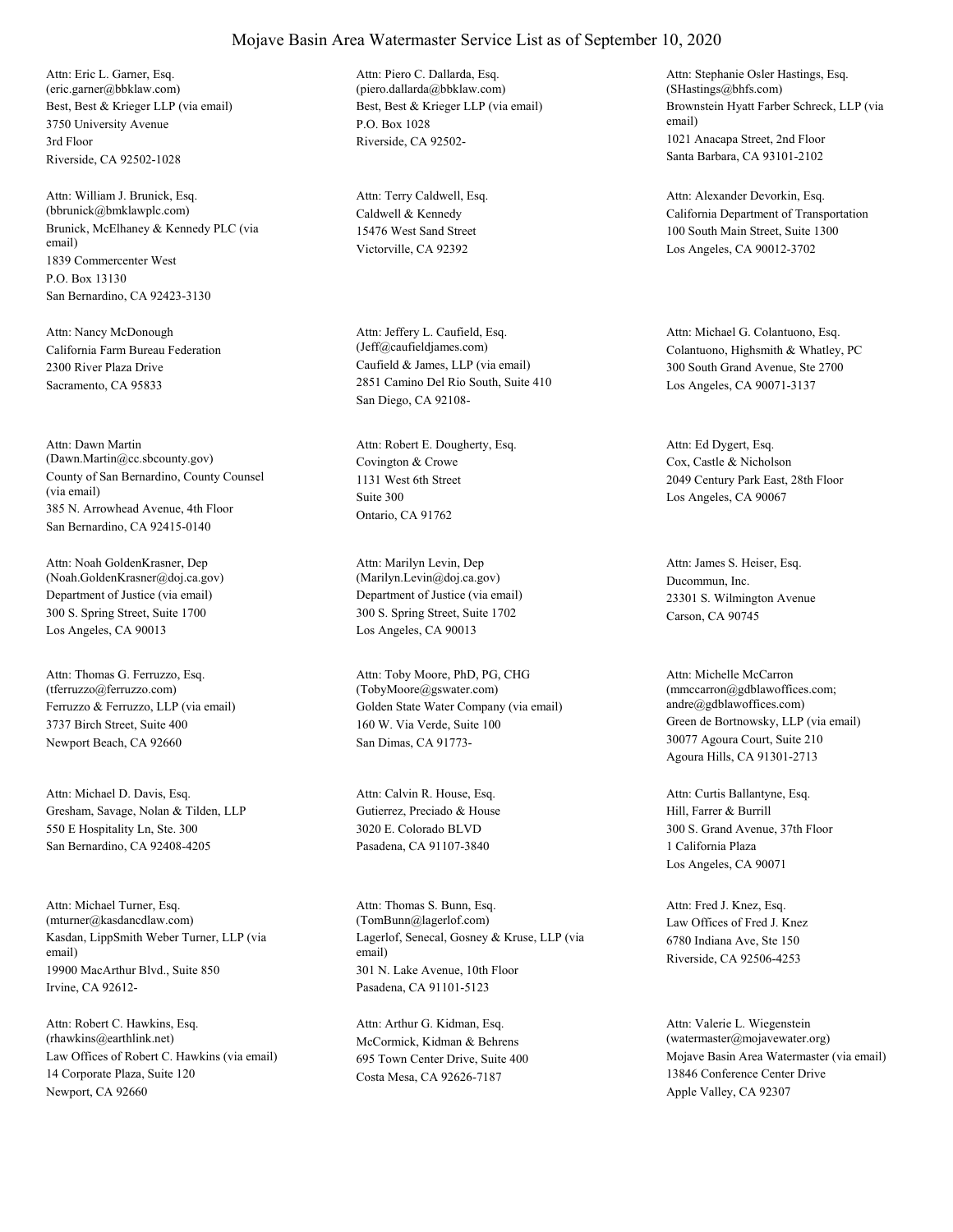# Mojave Basin Area Watermaster Service List as of September 10, 2020

Attn: Eric L. Garner, Esq.
(eric.garner@bbklaw.com)
Best, Best & Krieger LLP (via email)
3750 University Avenue
3rd Floor
Riverside, CA 92502-1028

Attn: Piero C. Dallarda, Esq.
(piero.dallarda@bbklaw.com)
Best, Best & Krieger LLP (via email)
P.O. Box 1028
Riverside, CA 92502-

Attn: Stephanie Osler Hastings, Esq.
(SHastings@bhfs.com)
Brownstein Hyatt Farber Schreck, LLP (via email)
1021 Anacapa Street, 2nd Floor
Santa Barbara, CA 93101-2102

Attn: William J. Brunick, Esq.
(bbrunick@bmklawplc.com)
Brunick, McElhaney & Kennedy PLC (via email)
1839 Commercenter West
P.O. Box 13130
San Bernardino, CA 92423-3130

Attn: Terry Caldwell, Esq.
Caldwell & Kennedy
15476 West Sand Street
Victorville, CA 92392

Attn: Alexander Devorkin, Esq.
California Department of Transportation
100 South Main Street, Suite 1300
Los Angeles, CA 90012-3702

Attn: Nancy McDonough
California Farm Bureau Federation
2300 River Plaza Drive
Sacramento, CA 95833

Attn: Jeffery L. Caufield, Esq.
(Jeff@caufieldjames.com)
Caufield & James, LLP (via email)
2851 Camino Del Rio South, Suite 410
San Diego, CA 92108-

Attn: Michael G. Colantuono, Esq.
Colantuono, Highsmith & Whatley, PC
300 South Grand Avenue, Ste 2700
Los Angeles, CA 90071-3137

Attn: Dawn Martin
(Dawn.Martin@cc.sbcounty.gov)
County of San Bernardino, County Counsel (via email)
385 N. Arrowhead Avenue, 4th Floor
San Bernardino, CA 92415-0140

Attn: Robert E. Dougherty, Esq.
Covington & Crowe
1131 West 6th Street
Suite 300
Ontario, CA 91762

Attn: Ed Dygert, Esq.
Cox, Castle & Nicholson
2049 Century Park East, 28th Floor
Los Angeles, CA 90067

Attn: Noah GoldenKrasner, Dep
(Noah.GoldenKrasner@doj.ca.gov)
Department of Justice (via email)
300 S. Spring Street, Suite 1700
Los Angeles, CA 90013

Attn: Marilyn Levin, Dep
(Marilyn.Levin@doj.ca.gov)
Department of Justice (via email)
300 S. Spring Street, Suite 1702
Los Angeles, CA 90013

Attn: James S. Heiser, Esq.
Ducommun, Inc.
23301 S. Wilmington Avenue
Carson, CA 90745

Attn: Thomas G. Ferruzzo, Esq.
(tferruzzo@ferruzzo.com)
Ferruzzo & Ferruzzo, LLP (via email)
3737 Birch Street, Suite 400
Newport Beach, CA 92660

Attn: Toby Moore, PhD, PG, CHG
(TobyMoore@gswater.com)
Golden State Water Company (via email)
160 W. Via Verde, Suite 100
San Dimas, CA 91773-

Attn: Michelle McCarron
(mmccarron@gdblawoffices.com; andre@gdblawoffices.com)
Green de Bortnowsky, LLP (via email)
30077 Agoura Court, Suite 210
Agoura Hills, CA 91301-2713

Attn: Michael D. Davis, Esq.
Gresham, Savage, Nolan & Tilden, LLP
550 E Hospitality Ln, Ste. 300
San Bernardino, CA 92408-4205

Attn: Calvin R. House, Esq.
Gutierrez, Preciado & House
3020 E. Colorado BLVD
Pasadena, CA 91107-3840

Attn: Curtis Ballantyne, Esq.
Hill, Farrer & Burrill
300 S. Grand Avenue, 37th Floor
1 California Plaza
Los Angeles, CA 90071

Attn: Michael Turner, Esq.
(mturner@kasdancdlaw.com)
Kasdan, LippSmith Weber Turner, LLP (via email)
19900 MacArthur Blvd., Suite 850
Irvine, CA 92612-

Attn: Thomas S. Bunn, Esq.
(TomBunn@lagerlof.com)
Lagerlof, Senecal, Gosney & Kruse, LLP (via email)
301 N. Lake Avenue, 10th Floor
Pasadena, CA 91101-5123

Attn: Fred J. Knez, Esq.
Law Offices of Fred J. Knez
6780 Indiana Ave, Ste 150
Riverside, CA 92506-4253

Attn: Robert C. Hawkins, Esq.
(rhawkins@earthlink.net)
Law Offices of Robert C. Hawkins (via email)
14 Corporate Plaza, Suite 120
Newport, CA 92660

Attn: Arthur G. Kidman, Esq.
McCormick, Kidman & Behrens
695 Town Center Drive, Suite 400
Costa Mesa, CA 92626-7187

Attn: Valerie L. Wiegenstein
(watermaster@mojavewater.org)
Mojave Basin Area Watermaster (via email)
13846 Conference Center Drive
Apple Valley, CA 92307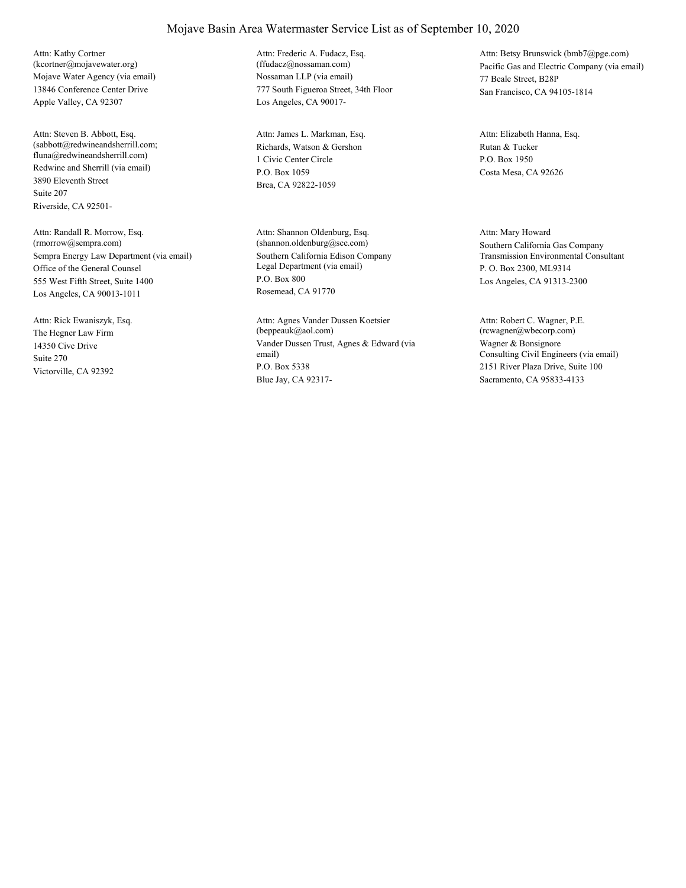# Mojave Basin Area Watermaster Service List as of September 10, 2020

Attn: Kathy Cortner
(kcortner@mojavewater.org)
Mojave Water Agency (via email)
13846 Conference Center Drive
Apple Valley, CA 92307

Attn: Steven B. Abbott, Esq.
(sabbott@redwineandsherrill.com;
fluna@redwineandsherrill.com)
Redwine and Sherrill (via email)
3890 Eleventh Street
Suite 207
Riverside, CA 92501-

Attn: Randall R. Morrow, Esq.
(rmorrow@sempra.com)
Sempra Energy Law Department (via email)
Office of the General Counsel
555 West Fifth Street, Suite 1400
Los Angeles, CA 90013-1011

Attn: Rick Ewaniszyk, Esq.
The Hegner Law Firm
14350 Civc Drive
Suite 270
Victorville, CA 92392

Attn: Frederic A. Fudacz, Esq.
(ffudacz@nossaman.com)
Nossaman LLP (via email)
777 South Figueroa Street, 34th Floor
Los Angeles, CA 90017-

Attn: James L. Markman, Esq.
Richards, Watson & Gershon
1 Civic Center Circle
P.O. Box 1059
Brea, CA 92822-1059

Attn: Shannon Oldenburg, Esq.
(shannon.oldenburg@sce.com)
Southern California Edison Company
Legal Department (via email)
P.O. Box 800
Rosemead, CA 91770

Attn: Agnes Vander Dussen Koetsier
(beppeauk@aol.com)
Vander Dussen Trust, Agnes & Edward (via email)
P.O. Box 5338
Blue Jay, CA 92317-

Attn: Betsy Brunswick (bmb7@pge.com)
Pacific Gas and Electric Company (via email)
77 Beale Street, B28P
San Francisco, CA 94105-1814

Attn: Elizabeth Hanna, Esq.
Rutan & Tucker
P.O. Box 1950
Costa Mesa, CA 92626

Attn: Mary Howard
Southern California Gas Company
Transmission Environmental Consultant
P. O. Box 2300, ML9314
Los Angeles, CA 91313-2300

Attn: Robert C. Wagner, P.E.
(rcwagner@wbecorp.com)
Wagner & Bonsignore
Consulting Civil Engineers (via email)
2151 River Plaza Drive, Suite 100
Sacramento, CA 95833-4133